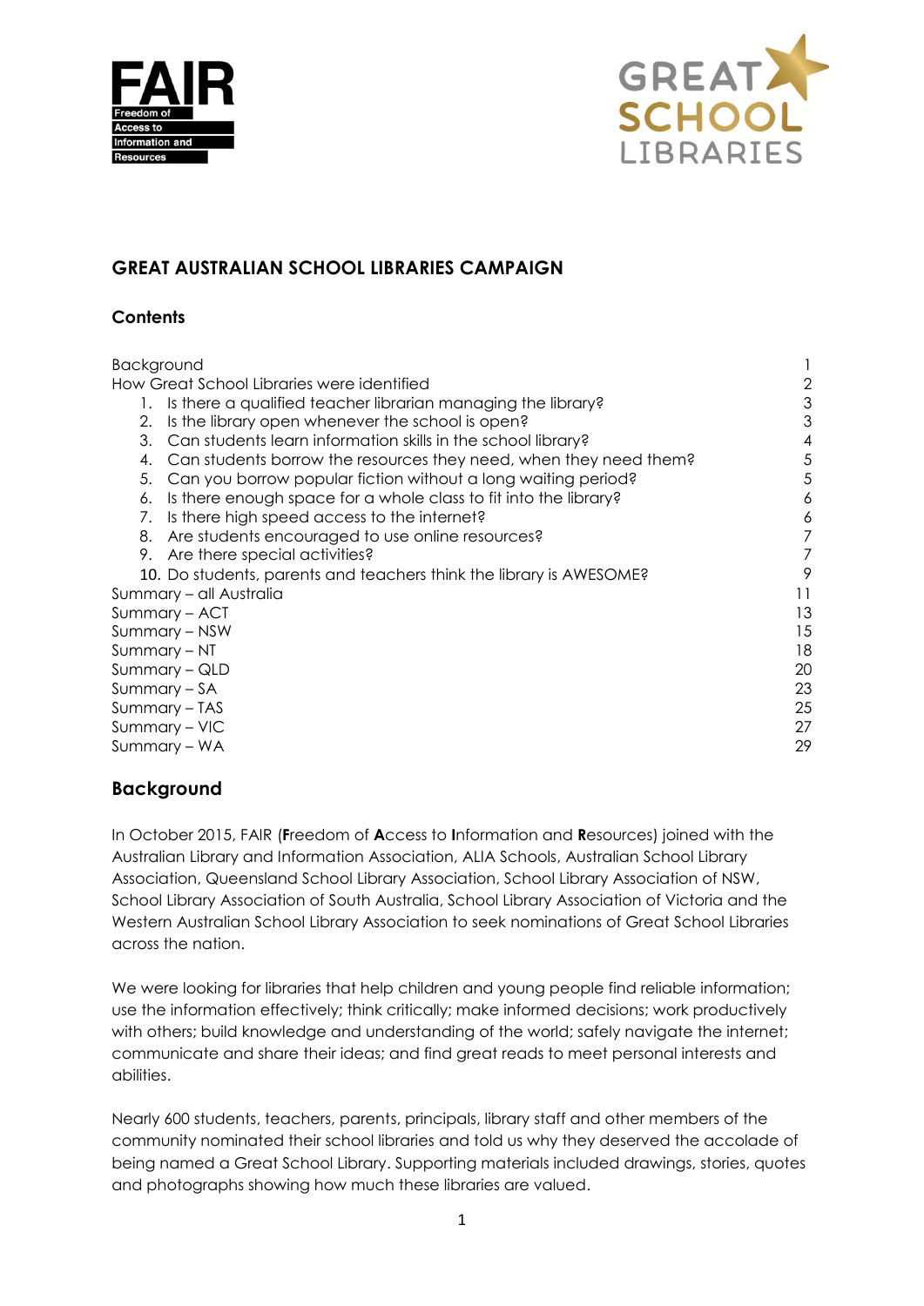# GREAT AUSTRALIAN SCHOOL LIBRARIES CAMPAIGN

## Contents

| | |
|---|---|
| Background | 1 |
| How Great School Libraries were identified | 2 |
| 1. Is there a qualified teacher librarian managing the library? | 3 |
| 2. Is the library open whenever the school is open? | 3 |
| 3. Can students learn information skills in the school library? | 4 |
| 4. Can students borrow the resources they need, when they need them? | 5 |
| 5. Can you borrow popular fiction without a long waiting period? | 5 |
| 6. Is there enough space for a whole class to fit into the library? | 6 |
| 7. Is there high speed access to the internet? | 6 |
| 8. Are students encouraged to use online resources? | 7 |
| 9. Are there special activities? | 7 |
| 10. Do students, parents and teachers think the library is AWESOME? | 9 |
| Summary – all Australia | 11 |
| Summary – ACT | 13 |
| Summary – NSW | 15 |
| Summary – NT | 18 |
| Summary – QLD | 20 |
| Summary – SA | 23 |
| Summary – TAS | 25 |
| Summary – VIC | 27 |
| Summary – WA | 29 |

## Background

In October 2015, FAIR (**F**reedom of **A**ccess to **I**nformation and **R**esources) joined with the Australian Library and Information Association, ALIA Schools, Australian School Library Association, Queensland School Library Association, School Library Association of NSW, School Library Association of South Australia, School Library Association of Victoria and the Western Australian School Library Association to seek nominations of Great School Libraries across the nation.

We were looking for libraries that help children and young people find reliable information; use the information effectively; think critically; make informed decisions; work productively with others; build knowledge and understanding of the world; safely navigate the internet; communicate and share their ideas; and find great reads to meet personal interests and abilities.

Nearly 600 students, teachers, parents, principals, library staff and other members of the community nominated their school libraries and told us why they deserved the accolade of being named a Great School Library. Supporting materials included drawings, stories, quotes and photographs showing how much these libraries are valued.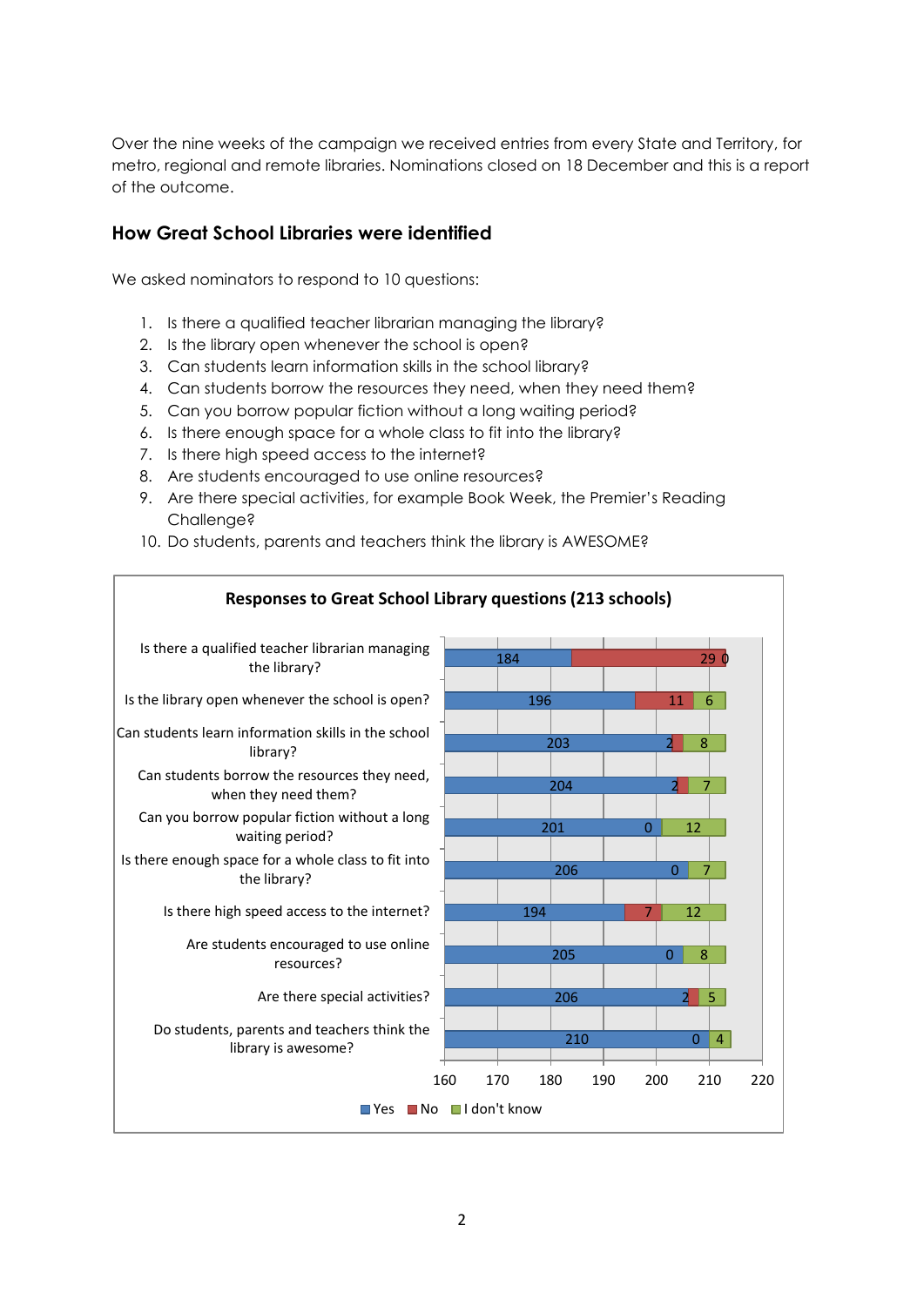Over the nine weeks of the campaign we received entries from every State and Territory, for metro, regional and remote libraries. Nominations closed on 18 December and this is a report of the outcome.

## How Great School Libraries were identified

We asked nominators to respond to 10 questions:

1. Is there a qualified teacher librarian managing the library?
2. Is the library open whenever the school is open?
3. Can students learn information skills in the school library?
4. Can students borrow the resources they need, when they need them?
5. Can you borrow popular fiction without a long waiting period?
6. Is there enough space for a whole class to fit into the library?
7. Is there high speed access to the internet?
8. Are students encouraged to use online resources?
9. Are there special activities, for example Book Week, the Premier's Reading Challenge?
10. Do students, parents and teachers think the library is AWESOME?

**Responses to Great School Library questions (213 schools)**

| Question | Yes | No | I don't know |
|---|---|---|---|
| Is there a qualified teacher librarian managing the library? | 184 | 29 | 0 |
| Is the library open whenever the school is open? | 196 | 11 | 6 |
| Can students learn information skills in the school library? | 203 | 2 | 8 |
| Can students borrow the resources they need, when they need them? | 204 | 2 | 7 |
| Can you borrow popular fiction without a long waiting period? | 201 | 0 | 12 |
| Is there enough space for a whole class to fit into the library? | 206 | 0 | 7 |
| Is there high speed access to the internet? | 194 | 7 | 12 |
| Are students encouraged to use online resources? | 205 | 0 | 8 |
| Are there special activities? | 206 | 2 | 5 |
| Do students, parents and teachers think the library is awesome? | 210 | 0 | 4 |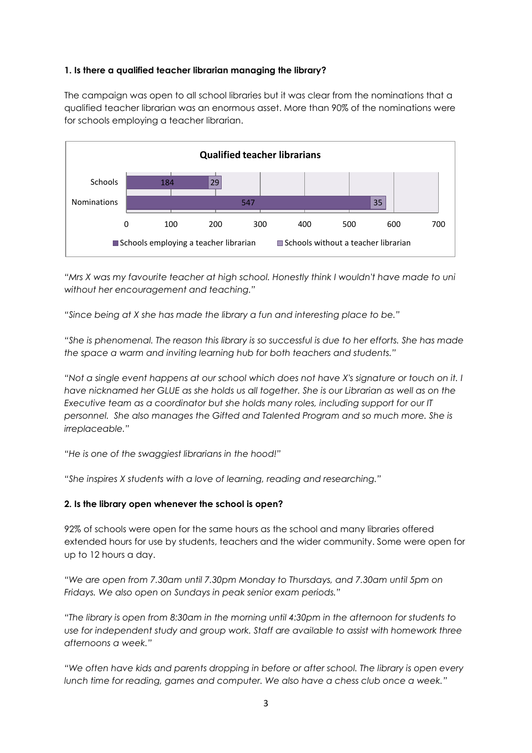**1. Is there a qualified teacher librarian managing the library?**

The campaign was open to all school libraries but it was clear from the nominations that a qualified teacher librarian was an enormous asset. More than 90% of the nominations were for schools employing a teacher librarian.

**Qualified teacher librarians**

| | Schools employing a teacher librarian | Schools without a teacher librarian |
|---|---|---|
| Schools | 184 | 29 |
| Nominations | 547 | 35 |

*"Mrs X was my favourite teacher at high school. Honestly think I wouldn't have made to uni without her encouragement and teaching."*

*"Since being at X she has made the library a fun and interesting place to be."*

*"She is phenomenal. The reason this library is so successful is due to her efforts. She has made the space a warm and inviting learning hub for both teachers and students."*

*"Not a single event happens at our school which does not have X's signature or touch on it. I have nicknamed her GLUE as she holds us all together. She is our Librarian as well as on the Executive team as a coordinator but she holds many roles, including support for our IT personnel. She also manages the Gifted and Talented Program and so much more. She is irreplaceable."*

*"He is one of the swaggiest librarians in the hood!"*

*"She inspires X students with a love of learning, reading and researching."*

**2. Is the library open whenever the school is open?**

92% of schools were open for the same hours as the school and many libraries offered extended hours for use by students, teachers and the wider community. Some were open for up to 12 hours a day.

*"We are open from 7.30am until 7.30pm Monday to Thursdays, and 7.30am until 5pm on Fridays. We also open on Sundays in peak senior exam periods."*

*"The library is open from 8:30am in the morning until 4:30pm in the afternoon for students to use for independent study and group work. Staff are available to assist with homework three afternoons a week."*

*"We often have kids and parents dropping in before or after school. The library is open every lunch time for reading, games and computer. We also have a chess club once a week."*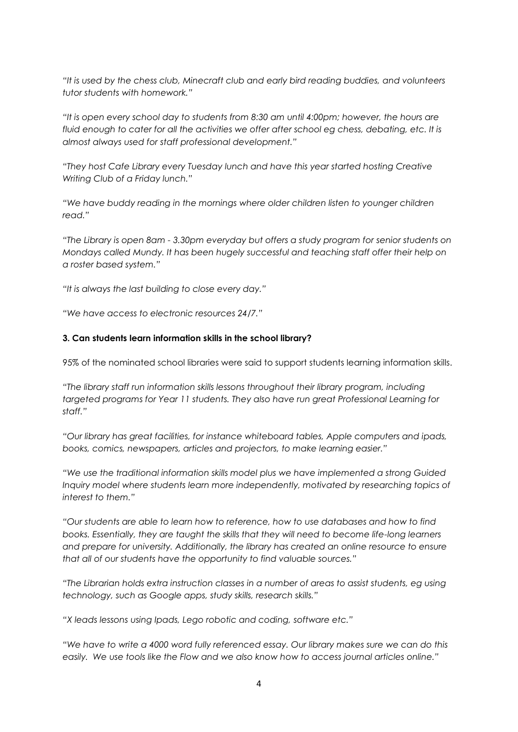*"It is used by the chess club, Minecraft club and early bird reading buddies, and volunteers tutor students with homework."*

*"It is open every school day to students from 8:30 am until 4:00pm; however, the hours are fluid enough to cater for all the activities we offer after school eg chess, debating, etc. It is almost always used for staff professional development."*

*"They host Cafe Library every Tuesday lunch and have this year started hosting Creative Writing Club of a Friday lunch."*

*"We have buddy reading in the mornings where older children listen to younger children read."*

*"The Library is open 8am - 3.30pm everyday but offers a study program for senior students on Mondays called Mundy. It has been hugely successful and teaching staff offer their help on a roster based system."*

*"It is always the last building to close every day."*

*"We have access to electronic resources 24/7."*

**3. Can students learn information skills in the school library?**

95% of the nominated school libraries were said to support students learning information skills.

*"The library staff run information skills lessons throughout their library program, including targeted programs for Year 11 students. They also have run great Professional Learning for staff."*

*"Our library has great facilities, for instance whiteboard tables, Apple computers and ipads, books, comics, newspapers, articles and projectors, to make learning easier."*

*"We use the traditional information skills model plus we have implemented a strong Guided Inquiry model where students learn more independently, motivated by researching topics of interest to them."*

*"Our students are able to learn how to reference, how to use databases and how to find books. Essentially, they are taught the skills that they will need to become life-long learners and prepare for university. Additionally, the library has created an online resource to ensure that all of our students have the opportunity to find valuable sources."*

*"The Librarian holds extra instruction classes in a number of areas to assist students, eg using technology, such as Google apps, study skills, research skills."*

*"X leads lessons using Ipads, Lego robotic and coding, software etc."*

*"We have to write a 4000 word fully referenced essay. Our library makes sure we can do this easily. We use tools like the Flow and we also know how to access journal articles online."*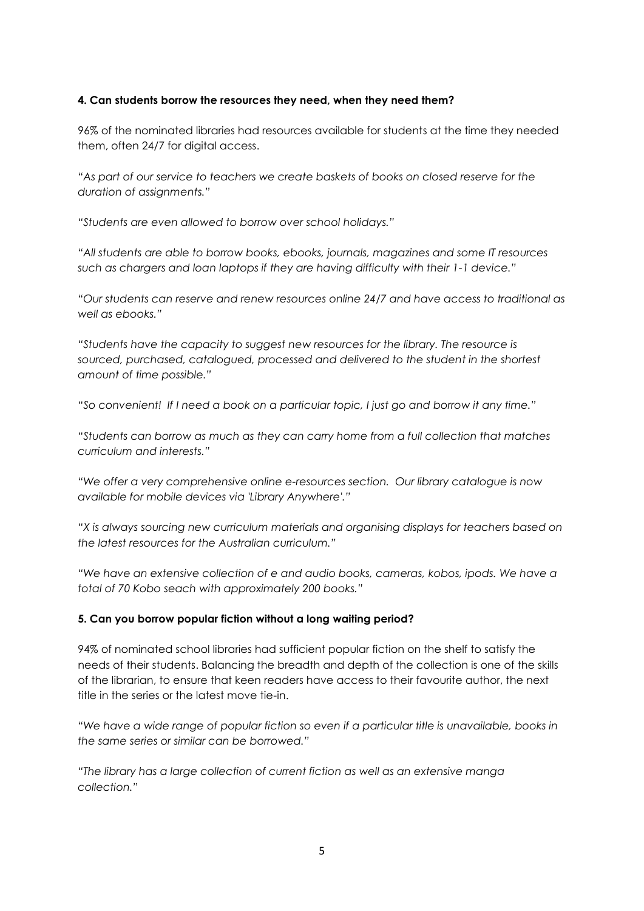**4. Can students borrow the resources they need, when they need them?**

96% of the nominated libraries had resources available for students at the time they needed them, often 24/7 for digital access.

*"As part of our service to teachers we create baskets of books on closed reserve for the duration of assignments."*

*"Students are even allowed to borrow over school holidays."*

*"All students are able to borrow books, ebooks, journals, magazines and some IT resources such as chargers and loan laptops if they are having difficulty with their 1-1 device."*

*"Our students can reserve and renew resources online 24/7 and have access to traditional as well as ebooks."*

*"Students have the capacity to suggest new resources for the library. The resource is sourced, purchased, catalogued, processed and delivered to the student in the shortest amount of time possible."*

*"So convenient! If I need a book on a particular topic, I just go and borrow it any time."*

*"Students can borrow as much as they can carry home from a full collection that matches curriculum and interests."*

*"We offer a very comprehensive online e-resources section. Our library catalogue is now available for mobile devices via 'Library Anywhere'."*

*"X is always sourcing new curriculum materials and organising displays for teachers based on the latest resources for the Australian curriculum."*

*"We have an extensive collection of e and audio books, cameras, kobos, ipods. We have a total of 70 Kobo seach with approximately 200 books."*

**5. Can you borrow popular fiction without a long waiting period?**

94% of nominated school libraries had sufficient popular fiction on the shelf to satisfy the needs of their students. Balancing the breadth and depth of the collection is one of the skills of the librarian, to ensure that keen readers have access to their favourite author, the next title in the series or the latest move tie-in.

*"We have a wide range of popular fiction so even if a particular title is unavailable, books in the same series or similar can be borrowed."*

*"The library has a large collection of current fiction as well as an extensive manga collection."*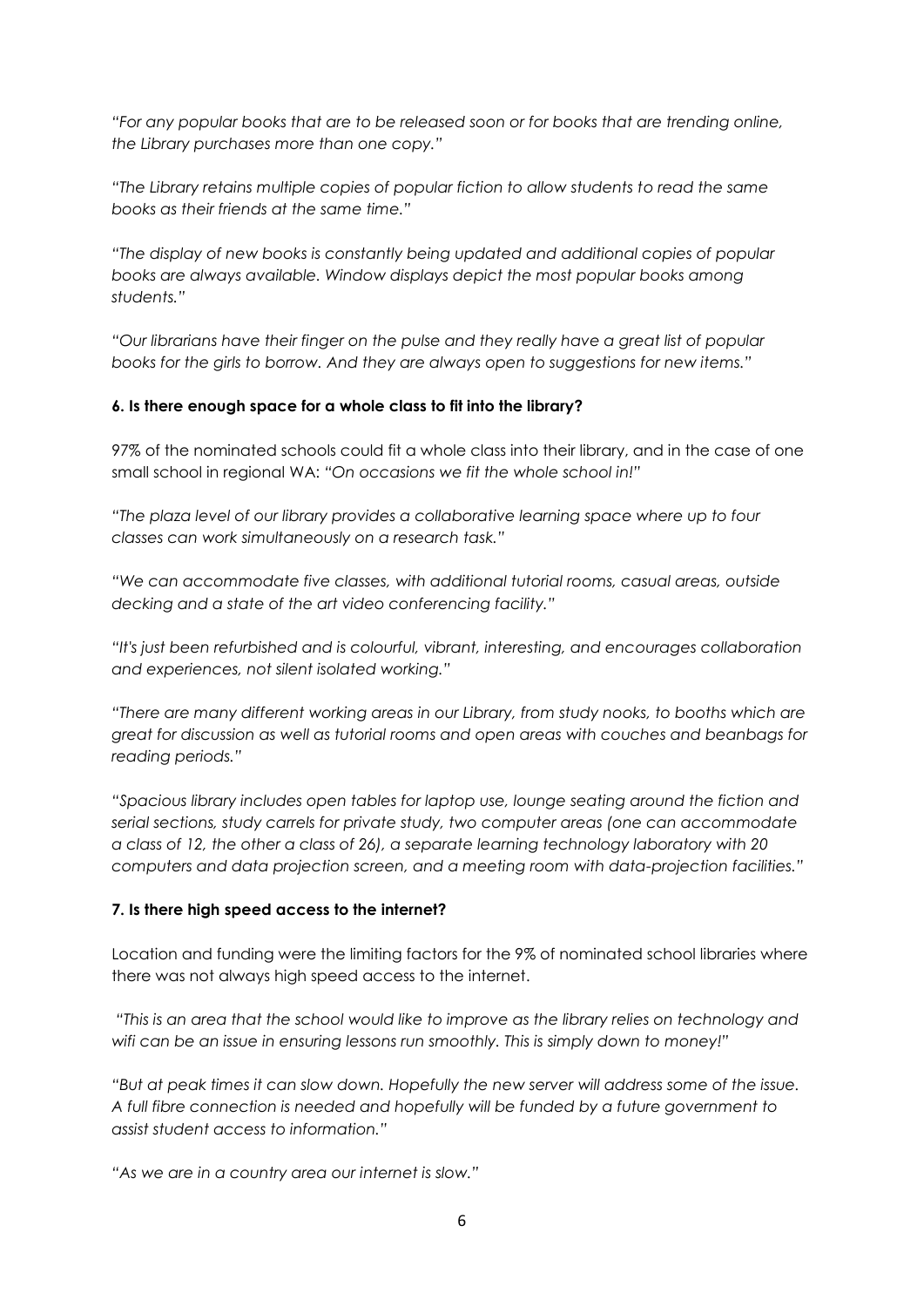*"For any popular books that are to be released soon or for books that are trending online, the Library purchases more than one copy."*

*"The Library retains multiple copies of popular fiction to allow students to read the same books as their friends at the same time."*

*"The display of new books is constantly being updated and additional copies of popular books are always available. Window displays depict the most popular books among students."*

*"Our librarians have their finger on the pulse and they really have a great list of popular books for the girls to borrow. And they are always open to suggestions for new items."*

**6. Is there enough space for a whole class to fit into the library?**

97% of the nominated schools could fit a whole class into their library, and in the case of one small school in regional WA: *"On occasions we fit the whole school in!"*

*"The plaza level of our library provides a collaborative learning space where up to four classes can work simultaneously on a research task."*

*"We can accommodate five classes, with additional tutorial rooms, casual areas, outside decking and a state of the art video conferencing facility."*

*"It's just been refurbished and is colourful, vibrant, interesting, and encourages collaboration and experiences, not silent isolated working."*

*"There are many different working areas in our Library, from study nooks, to booths which are great for discussion as well as tutorial rooms and open areas with couches and beanbags for reading periods."*

*"Spacious library includes open tables for laptop use, lounge seating around the fiction and serial sections, study carrels for private study, two computer areas (one can accommodate a class of 12, the other a class of 26), a separate learning technology laboratory with 20 computers and data projection screen, and a meeting room with data-projection facilities."*

**7. Is there high speed access to the internet?**

Location and funding were the limiting factors for the 9% of nominated school libraries where there was not always high speed access to the internet.

*"This is an area that the school would like to improve as the library relies on technology and wifi can be an issue in ensuring lessons run smoothly. This is simply down to money!"*

*"But at peak times it can slow down. Hopefully the new server will address some of the issue. A full fibre connection is needed and hopefully will be funded by a future government to assist student access to information."*

*"As we are in a country area our internet is slow."*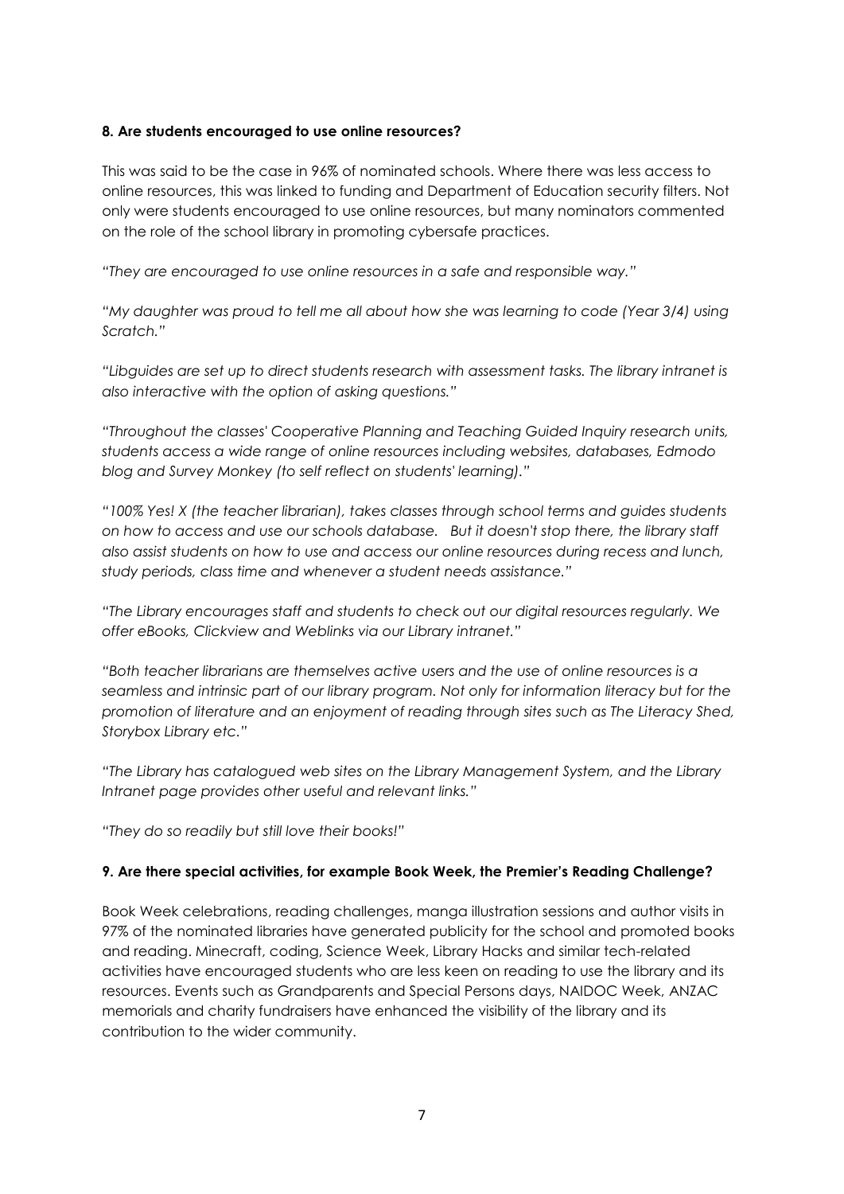**8. Are students encouraged to use online resources?**

This was said to be the case in 96% of nominated schools. Where there was less access to online resources, this was linked to funding and Department of Education security filters. Not only were students encouraged to use online resources, but many nominators commented on the role of the school library in promoting cybersafe practices.

*"They are encouraged to use online resources in a safe and responsible way."*

*"My daughter was proud to tell me all about how she was learning to code (Year 3/4) using Scratch."*

*"Libguides are set up to direct students research with assessment tasks. The library intranet is also interactive with the option of asking questions."*

*"Throughout the classes' Cooperative Planning and Teaching Guided Inquiry research units, students access a wide range of online resources including websites, databases, Edmodo blog and Survey Monkey (to self reflect on students' learning)."*

*"100% Yes! X (the teacher librarian), takes classes through school terms and guides students on how to access and use our schools database. But it doesn't stop there, the library staff also assist students on how to use and access our online resources during recess and lunch, study periods, class time and whenever a student needs assistance."*

*"The Library encourages staff and students to check out our digital resources regularly. We offer eBooks, Clickview and Weblinks via our Library intranet."*

*"Both teacher librarians are themselves active users and the use of online resources is a seamless and intrinsic part of our library program. Not only for information literacy but for the promotion of literature and an enjoyment of reading through sites such as The Literacy Shed, Storybox Library etc."*

*"The Library has catalogued web sites on the Library Management System, and the Library Intranet page provides other useful and relevant links."*

*"They do so readily but still love their books!"*

**9. Are there special activities, for example Book Week, the Premier's Reading Challenge?**

Book Week celebrations, reading challenges, manga illustration sessions and author visits in 97% of the nominated libraries have generated publicity for the school and promoted books and reading. Minecraft, coding, Science Week, Library Hacks and similar tech-related activities have encouraged students who are less keen on reading to use the library and its resources. Events such as Grandparents and Special Persons days, NAIDOC Week, ANZAC memorials and charity fundraisers have enhanced the visibility of the library and its contribution to the wider community.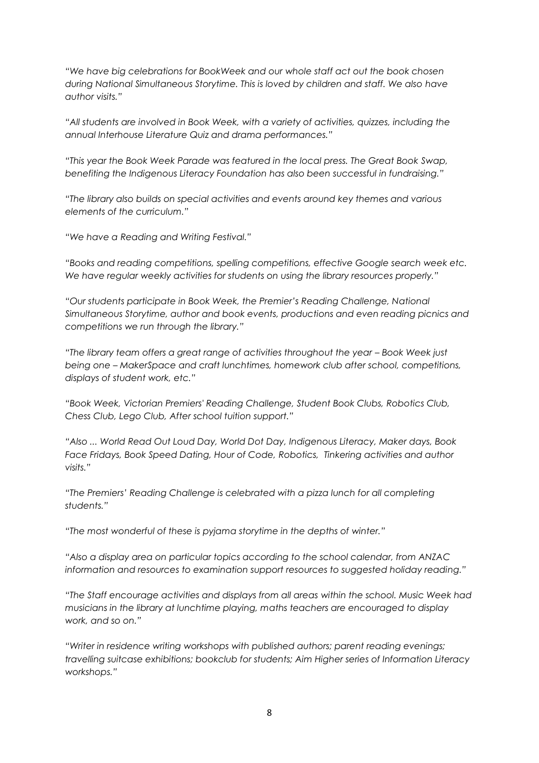*"We have big celebrations for BookWeek and our whole staff act out the book chosen during National Simultaneous Storytime. This is loved by children and staff. We also have author visits."*

*"All students are involved in Book Week, with a variety of activities, quizzes, including the annual Interhouse Literature Quiz and drama performances."*

*"This year the Book Week Parade was featured in the local press. The Great Book Swap, benefiting the Indigenous Literacy Foundation has also been successful in fundraising."*

*"The library also builds on special activities and events around key themes and various elements of the curriculum."*

*"We have a Reading and Writing Festival."*

*"Books and reading competitions, spelling competitions, effective Google search week etc. We have regular weekly activities for students on using the library resources properly."*

*"Our students participate in Book Week, the Premier's Reading Challenge, National Simultaneous Storytime, author and book events, productions and even reading picnics and competitions we run through the library."*

*"The library team offers a great range of activities throughout the year – Book Week just being one – MakerSpace and craft lunchtimes, homework club after school, competitions, displays of student work, etc."*

*"Book Week, Victorian Premiers' Reading Challenge, Student Book Clubs, Robotics Club, Chess Club, Lego Club, After school tuition support."*

*"Also ... World Read Out Loud Day, World Dot Day, Indigenous Literacy, Maker days, Book Face Fridays, Book Speed Dating, Hour of Code, Robotics, Tinkering activities and author visits."*

*"The Premiers' Reading Challenge is celebrated with a pizza lunch for all completing students."*

*"The most wonderful of these is pyjama storytime in the depths of winter."*

*"Also a display area on particular topics according to the school calendar, from ANZAC information and resources to examination support resources to suggested holiday reading."*

*"The Staff encourage activities and displays from all areas within the school. Music Week had musicians in the library at lunchtime playing, maths teachers are encouraged to display work, and so on."*

*"Writer in residence writing workshops with published authors; parent reading evenings; travelling suitcase exhibitions; bookclub for students; Aim Higher series of Information Literacy workshops."*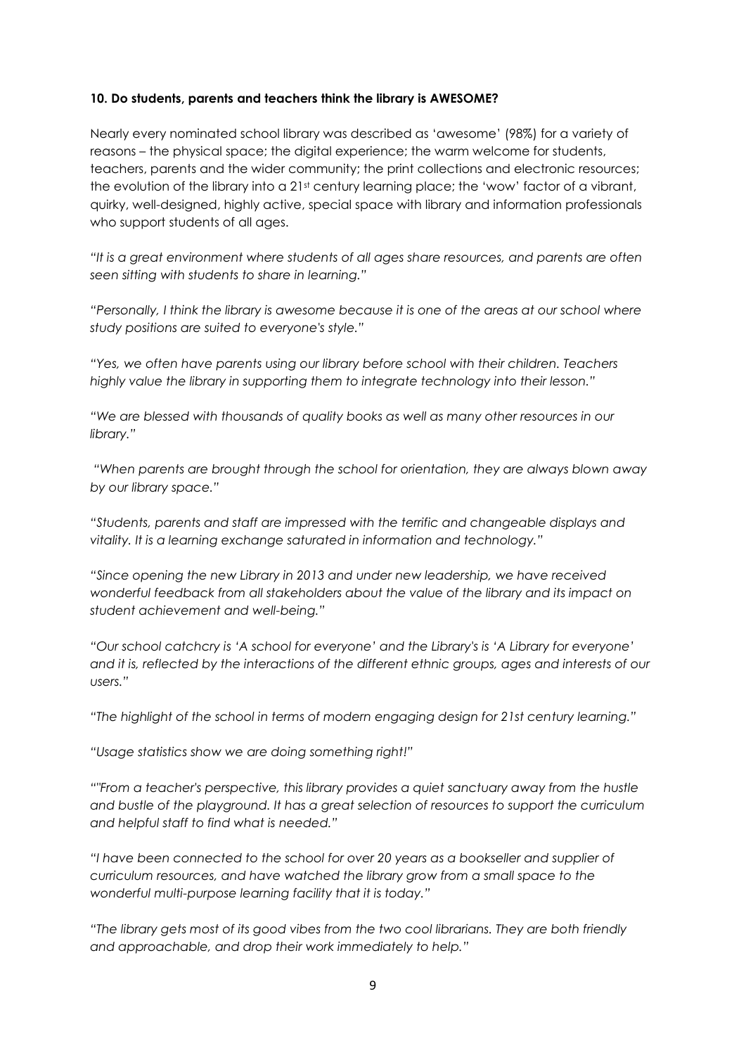**10. Do students, parents and teachers think the library is AWESOME?**

Nearly every nominated school library was described as 'awesome' (98%) for a variety of reasons – the physical space; the digital experience; the warm welcome for students, teachers, parents and the wider community; the print collections and electronic resources; the evolution of the library into a 21st century learning place; the 'wow' factor of a vibrant, quirky, well-designed, highly active, special space with library and information professionals who support students of all ages.

*"It is a great environment where students of all ages share resources, and parents are often seen sitting with students to share in learning."*

*"Personally, I think the library is awesome because it is one of the areas at our school where study positions are suited to everyone's style."*

*"Yes, we often have parents using our library before school with their children. Teachers highly value the library in supporting them to integrate technology into their lesson."*

*"We are blessed with thousands of quality books as well as many other resources in our library."*

*"When parents are brought through the school for orientation, they are always blown away by our library space."*

*"Students, parents and staff are impressed with the terrific and changeable displays and vitality. It is a learning exchange saturated in information and technology."*

*"Since opening the new Library in 2013 and under new leadership, we have received wonderful feedback from all stakeholders about the value of the library and its impact on student achievement and well-being."*

*"Our school catchcry is 'A school for everyone' and the Library's is 'A Library for everyone' and it is, reflected by the interactions of the different ethnic groups, ages and interests of our users."*

*"The highlight of the school in terms of modern engaging design for 21st century learning."*

*"Usage statistics show we are doing something right!"*

*""From a teacher's perspective, this library provides a quiet sanctuary away from the hustle and bustle of the playground. It has a great selection of resources to support the curriculum and helpful staff to find what is needed."*

*"I have been connected to the school for over 20 years as a bookseller and supplier of curriculum resources, and have watched the library grow from a small space to the wonderful multi-purpose learning facility that it is today."*

*"The library gets most of its good vibes from the two cool librarians. They are both friendly and approachable, and drop their work immediately to help."*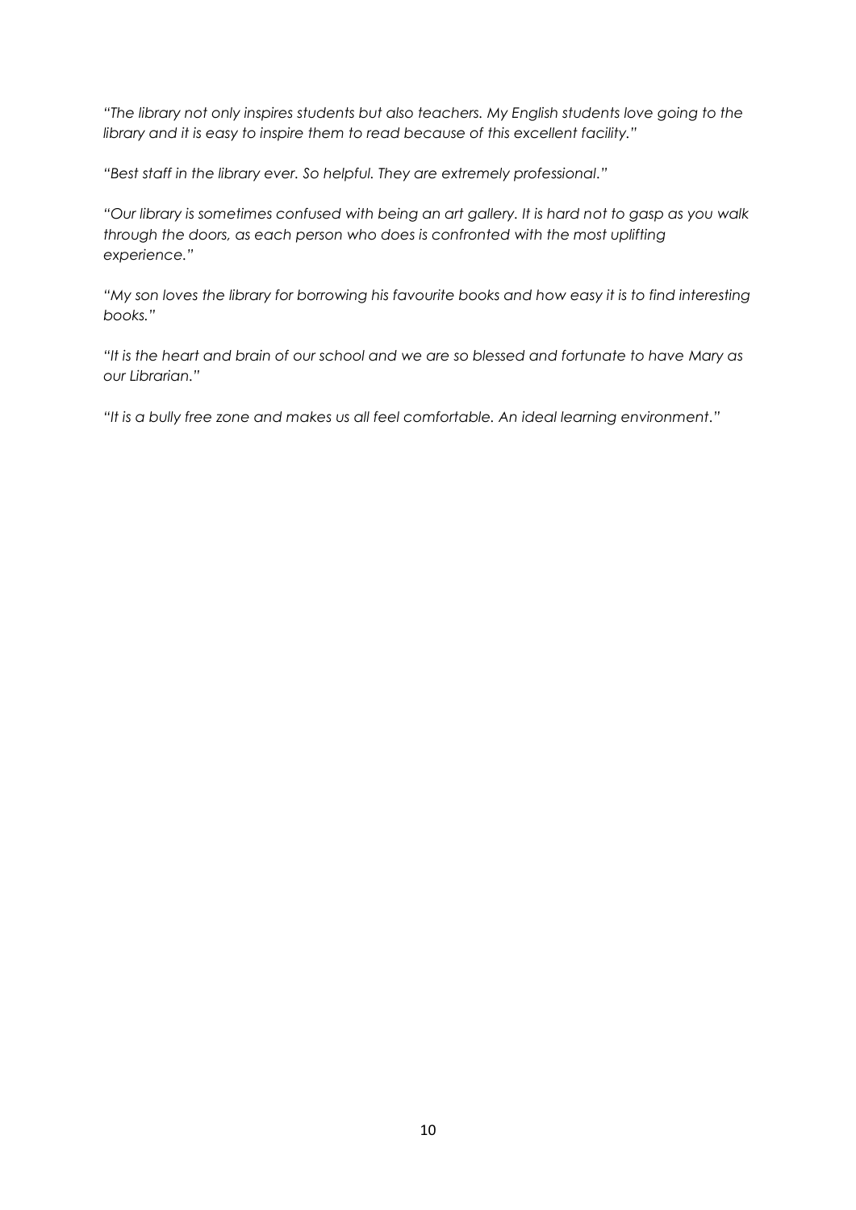*"The library not only inspires students but also teachers. My English students love going to the library and it is easy to inspire them to read because of this excellent facility."*

*"Best staff in the library ever. So helpful. They are extremely professional."*

*"Our library is sometimes confused with being an art gallery. It is hard not to gasp as you walk through the doors, as each person who does is confronted with the most uplifting experience."*

*"My son loves the library for borrowing his favourite books and how easy it is to find interesting books."*

*"It is the heart and brain of our school and we are so blessed and fortunate to have Mary as our Librarian."*

*"It is a bully free zone and makes us all feel comfortable. An ideal learning environment."*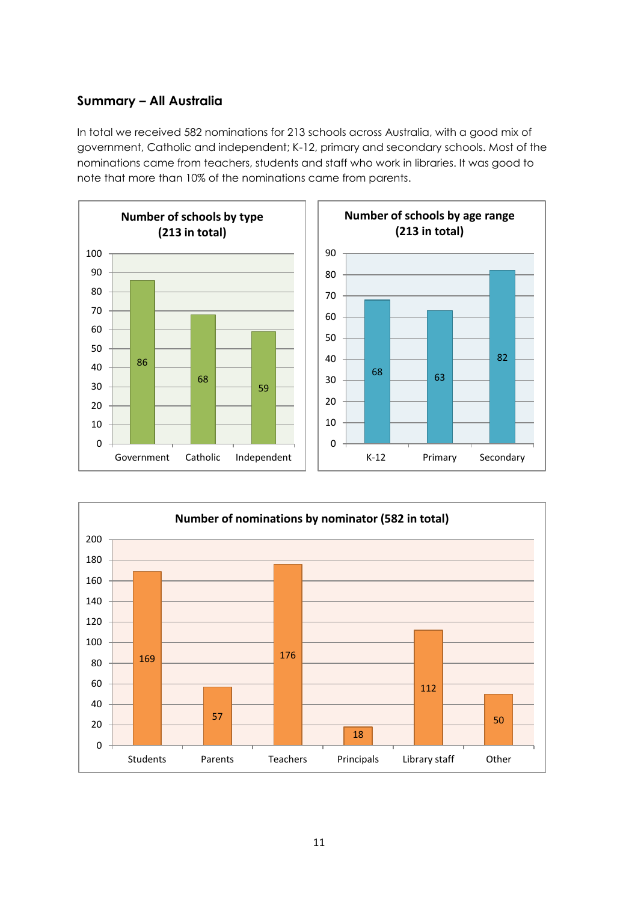## Summary – All Australia

In total we received 582 nominations for 213 schools across Australia, with a good mix of government, Catholic and independent; K-12, primary and secondary schools. Most of the nominations came from teachers, students and staff who work in libraries. It was good to note that more than 10% of the nominations came from parents.

**Number of schools by type (213 in total)**

| Type | Number |
|---|---|
| Government | 86 |
| Catholic | 68 |
| Independent | 59 |

**Number of schools by age range (213 in total)**

| Age range | Number |
|---|---|
| K-12 | 68 |
| Primary | 63 |
| Secondary | 82 |

**Number of nominations by nominator (582 in total)**

| Nominator | Number |
|---|---|
| Students | 169 |
| Parents | 57 |
| Teachers | 176 |
| Principals | 18 |
| Library staff | 112 |
| Other | 50 |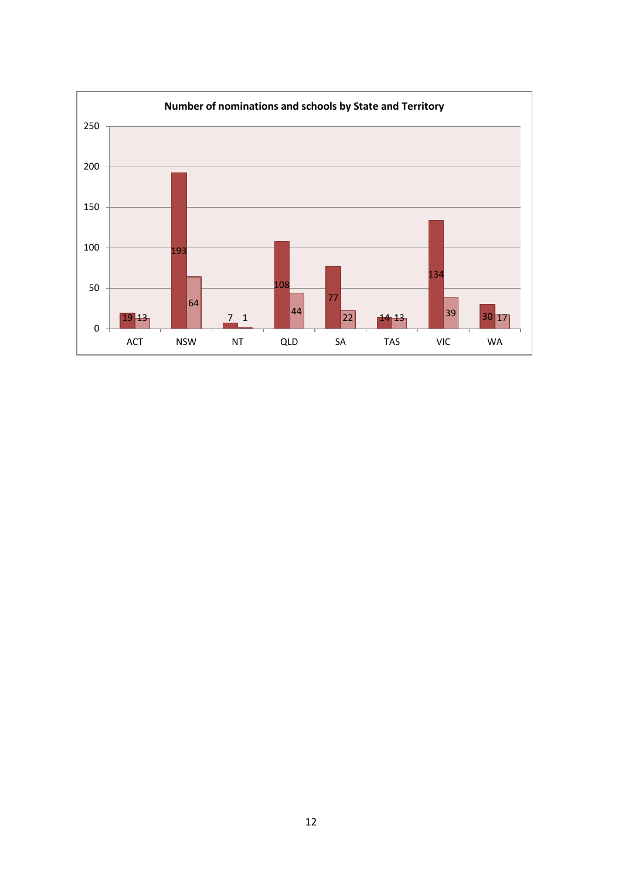**Number of nominations and schools by State and Territory**

| State/Territory | Nominations | Schools |
|---|---|---|
| ACT | 19 | 13 |
| NSW | 193 | 64 |
| NT | 7 | 1 |
| QLD | 108 | 44 |
| SA | 77 | 22 |
| TAS | 14 | 13 |
| VIC | 134 | 39 |
| WA | 30 | 17 |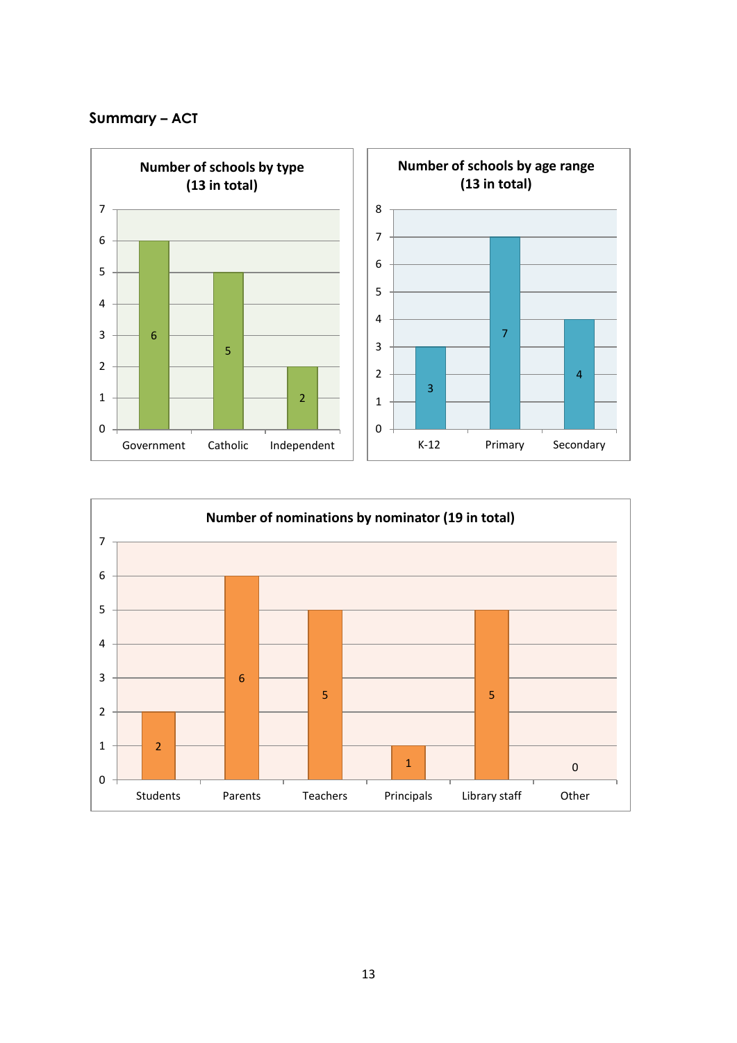## Summary – ACT

**Number of schools by type (13 in total)**

| Type | Number |
|---|---|
| Government | 6 |
| Catholic | 5 |
| Independent | 2 |

**Number of schools by age range (13 in total)**

| Age range | Number |
|---|---|
| K-12 | 3 |
| Primary | 7 |
| Secondary | 4 |

**Number of nominations by nominator (19 in total)**

| Nominator | Number |
|---|---|
| Students | 2 |
| Parents | 6 |
| Teachers | 5 |
| Principals | 1 |
| Library staff | 5 |
| Other | 0 |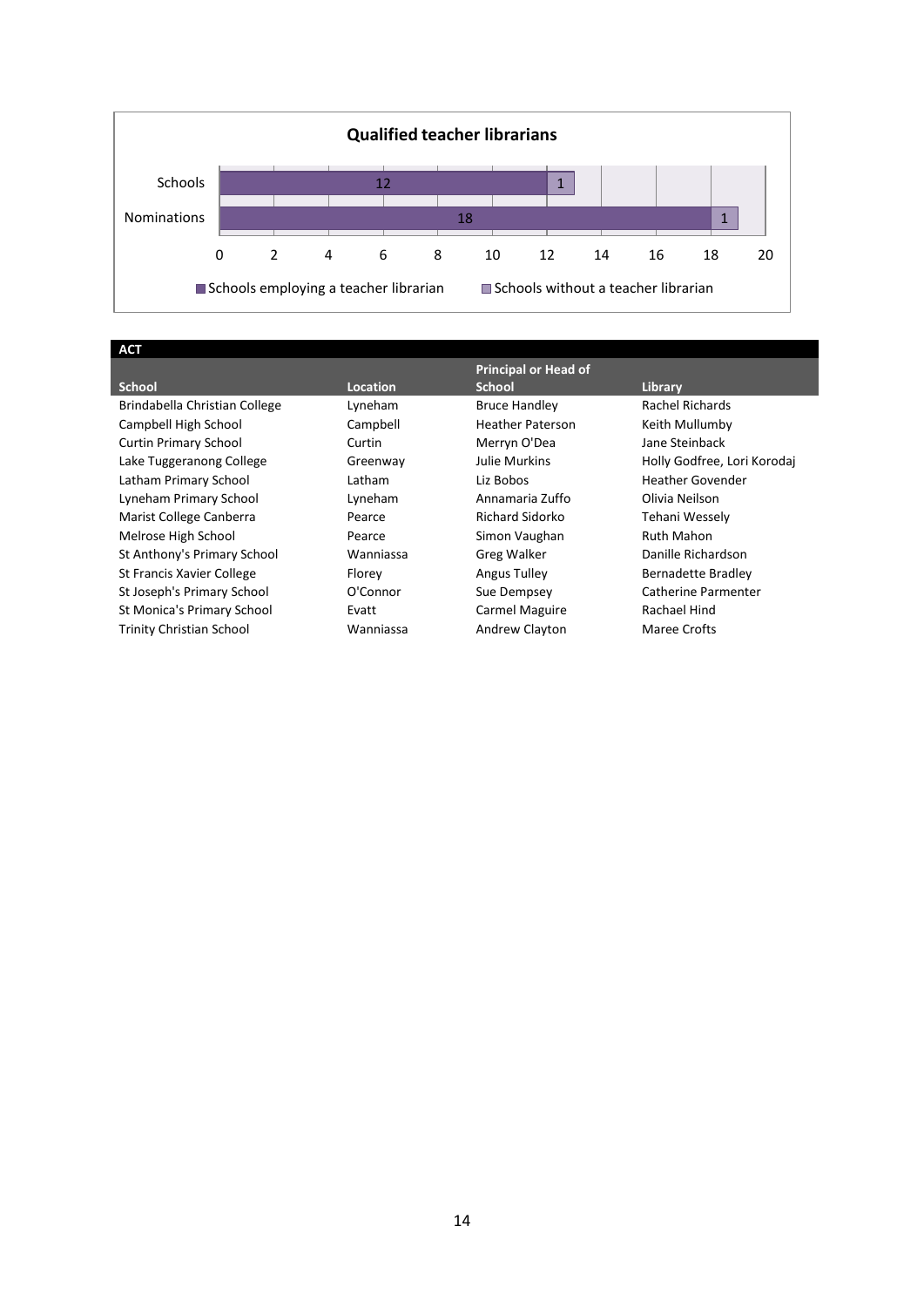**Qualified teacher librarians**

| | Schools employing a teacher librarian | Schools without a teacher librarian |
|---|---|---|
| Schools | 12 | 1 |
| Nominations | 18 | 1 |

| ACT | | | |
|---|---|---|---|
| **School** | **Location** | **Principal or Head of School** | **Library** |
| Brindabella Christian College | Lyneham | Bruce Handley | Rachel Richards |
| Campbell High School | Campbell | Heather Paterson | Keith Mullumby |
| Curtin Primary School | Curtin | Merryn O'Dea | Jane Steinback |
| Lake Tuggeranong College | Greenway | Julie Murkins | Holly Godfree, Lori Korodaj |
| Latham Primary School | Latham | Liz Bobos | Heather Govender |
| Lyneham Primary School | Lyneham | Annamaria Zuffo | Olivia Neilson |
| Marist College Canberra | Pearce | Richard Sidorko | Tehani Wessely |
| Melrose High School | Pearce | Simon Vaughan | Ruth Mahon |
| St Anthony's Primary School | Wanniassa | Greg Walker | Danille Richardson |
| St Francis Xavier College | Florey | Angus Tulley | Bernadette Bradley |
| St Joseph's Primary School | O'Connor | Sue Dempsey | Catherine Parmenter |
| St Monica's Primary School | Evatt | Carmel Maguire | Rachael Hind |
| Trinity Christian School | Wanniassa | Andrew Clayton | Maree Crofts |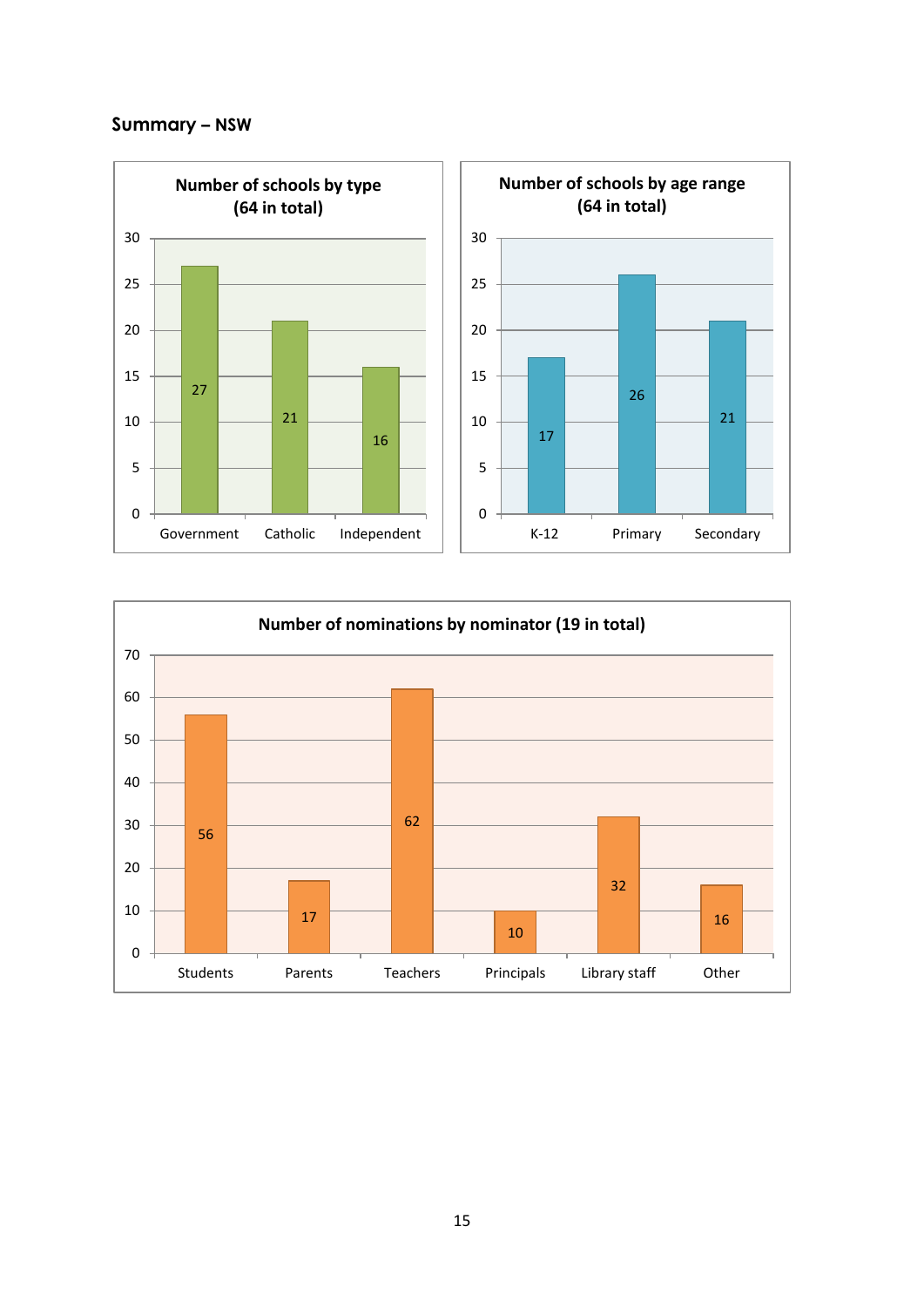## Summary – NSW

**Number of schools by type (64 in total)**

| Type | Number |
|---|---|
| Government | 27 |
| Catholic | 21 |
| Independent | 16 |

**Number of schools by age range (64 in total)**

| Age range | Number |
|---|---|
| K-12 | 17 |
| Primary | 26 |
| Secondary | 21 |

**Number of nominations by nominator (19 in total)**

| Nominator | Number |
|---|---|
| Students | 56 |
| Parents | 17 |
| Teachers | 62 |
| Principals | 10 |
| Library staff | 32 |
| Other | 16 |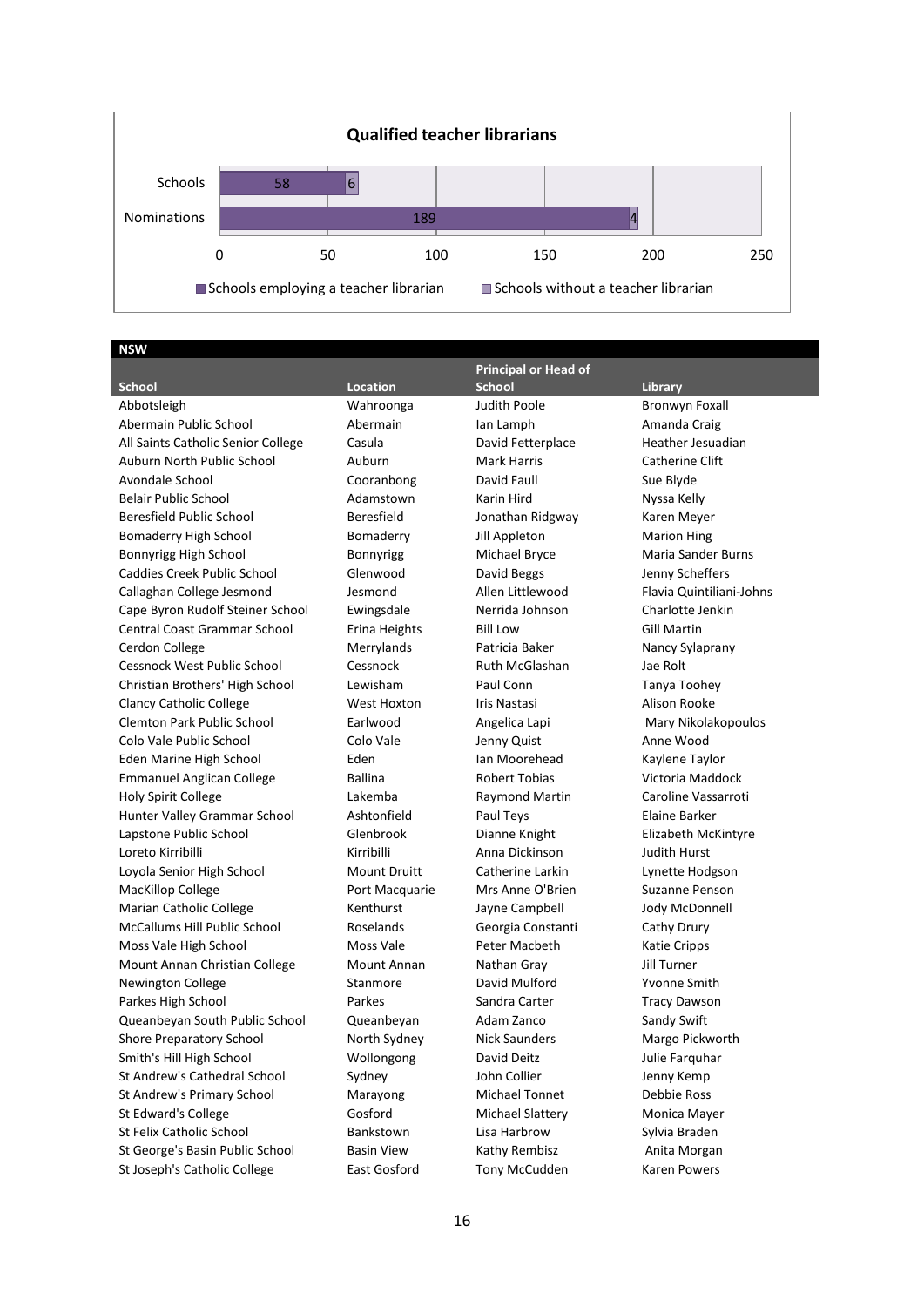**Qualified teacher librarians**

| | Schools employing a teacher librarian | Schools without a teacher librarian |
|---|---|---|
| Schools | 58 | 6 |
| Nominations | 189 | 4 |

## NSW

| School | Location | Principal or Head of School | Library |
|---|---|---|---|
| Abbotsleigh | Wahroonga | Judith Poole | Bronwyn Foxall |
| Abermain Public School | Abermain | Ian Lamph | Amanda Craig |
| All Saints Catholic Senior College | Casula | David Fetterplace | Heather Jesuadian |
| Auburn North Public School | Auburn | Mark Harris | Catherine Clift |
| Avondale School | Cooranbong | David Faull | Sue Blyde |
| Belair Public School | Adamstown | Karin Hird | Nyssa Kelly |
| Beresfield Public School | Beresfield | Jonathan Ridgway | Karen Meyer |
| Bomaderry High School | Bomaderry | Jill Appleton | Marion Hing |
| Bonnyrigg High School | Bonnyrigg | Michael Bryce | Maria Sander Burns |
| Caddies Creek Public School | Glenwood | David Beggs | Jenny Scheffers |
| Callaghan College Jesmond | Jesmond | Allen Littlewood | Flavia Quintiliani-Johns |
| Cape Byron Rudolf Steiner School | Ewingsdale | Nerrida Johnson | Charlotte Jenkin |
| Central Coast Grammar School | Erina Heights | Bill Low | Gill Martin |
| Cerdon College | Merrylands | Patricia Baker | Nancy Sylaprany |
| Cessnock West Public School | Cessnock | Ruth McGlashan | Jae Rolt |
| Christian Brothers' High School | Lewisham | Paul Conn | Tanya Toohey |
| Clancy Catholic College | West Hoxton | Iris Nastasi | Alison Rooke |
| Clemton Park Public School | Earlwood | Angelica Lapi | Mary Nikolakopoulos |
| Colo Vale Public School | Colo Vale | Jenny Quist | Anne Wood |
| Eden Marine High School | Eden | Ian Moorehead | Kaylene Taylor |
| Emmanuel Anglican College | Ballina | Robert Tobias | Victoria Maddock |
| Holy Spirit College | Lakemba | Raymond Martin | Caroline Vassarroti |
| Hunter Valley Grammar School | Ashtonfield | Paul Teys | Elaine Barker |
| Lapstone Public School | Glenbrook | Dianne Knight | Elizabeth McKintyre |
| Loreto Kirribilli | Kirribilli | Anna Dickinson | Judith Hurst |
| Loyola Senior High School | Mount Druitt | Catherine Larkin | Lynette Hodgson |
| MacKillop College | Port Macquarie | Mrs Anne O'Brien | Suzanne Penson |
| Marian Catholic College | Kenthurst | Jayne Campbell | Jody McDonnell |
| McCallums Hill Public School | Roselands | Georgia Constanti | Cathy Drury |
| Moss Vale High School | Moss Vale | Peter Macbeth | Katie Cripps |
| Mount Annan Christian College | Mount Annan | Nathan Gray | Jill Turner |
| Newington College | Stanmore | David Mulford | Yvonne Smith |
| Parkes High School | Parkes | Sandra Carter | Tracy Dawson |
| Queanbeyan South Public School | Queanbeyan | Adam Zanco | Sandy Swift |
| Shore Preparatory School | North Sydney | Nick Saunders | Margo Pickworth |
| Smith's Hill High School | Wollongong | David Deitz | Julie Farquhar |
| St Andrew's Cathedral School | Sydney | John Collier | Jenny Kemp |
| St Andrew's Primary School | Marayong | Michael Tonnet | Debbie Ross |
| St Edward's College | Gosford | Michael Slattery | Monica Mayer |
| St Felix Catholic School | Bankstown | Lisa Harbrow | Sylvia Braden |
| St George's Basin Public School | Basin View | Kathy Rembisz | Anita Morgan |
| St Joseph's Catholic College | East Gosford | Tony McCudden | Karen Powers |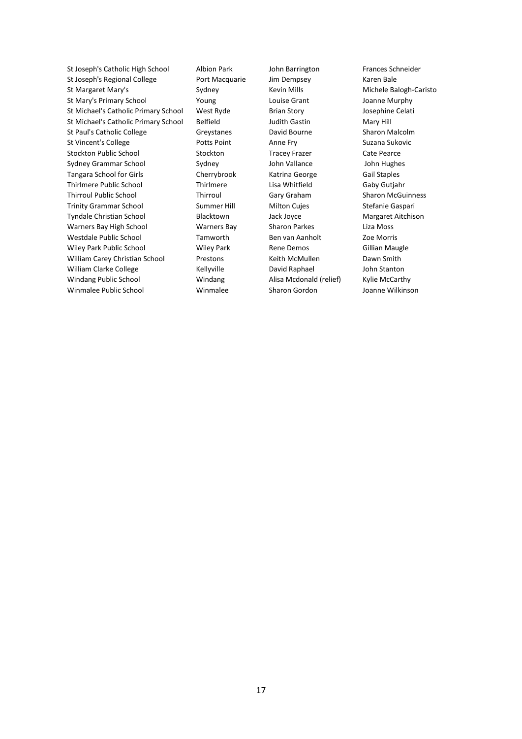| | | | |
|---|---|---|---|
| St Joseph's Catholic High School | Albion Park | John Barrington | Frances Schneider |
| St Joseph's Regional College | Port Macquarie | Jim Dempsey | Karen Bale |
| St Margaret Mary's | Sydney | Kevin Mills | Michele Balogh-Caristo |
| St Mary's Primary School | Young | Louise Grant | Joanne Murphy |
| St Michael's Catholic Primary School | West Ryde | Brian Story | Josephine Celati |
| St Michael's Catholic Primary School | Belfield | Judith Gastin | Mary Hill |
| St Paul's Catholic College | Greystanes | David Bourne | Sharon Malcolm |
| St Vincent's College | Potts Point | Anne Fry | Suzana Sukovic |
| Stockton Public School | Stockton | Tracey Frazer | Cate Pearce |
| Sydney Grammar School | Sydney | John Vallance | John Hughes |
| Tangara School for Girls | Cherrybrook | Katrina George | Gail Staples |
| Thirlmere Public School | Thirlmere | Lisa Whitfield | Gaby Gutjahr |
| Thirroul Public School | Thirroul | Gary Graham | Sharon McGuinness |
| Trinity Grammar School | Summer Hill | Milton Cujes | Stefanie Gaspari |
| Tyndale Christian School | Blacktown | Jack Joyce | Margaret Aitchison |
| Warners Bay High School | Warners Bay | Sharon Parkes | Liza Moss |
| Westdale Public School | Tamworth | Ben van Aanholt | Zoe Morris |
| Wiley Park Public School | Wiley Park | Rene Demos | Gillian Maugle |
| William Carey Christian School | Prestons | Keith McMullen | Dawn Smith |
| William Clarke College | Kellyville | David Raphael | John Stanton |
| Windang Public School | Windang | Alisa Mcdonald (relief) | Kylie McCarthy |
| Winmalee Public School | Winmalee | Sharon Gordon | Joanne Wilkinson |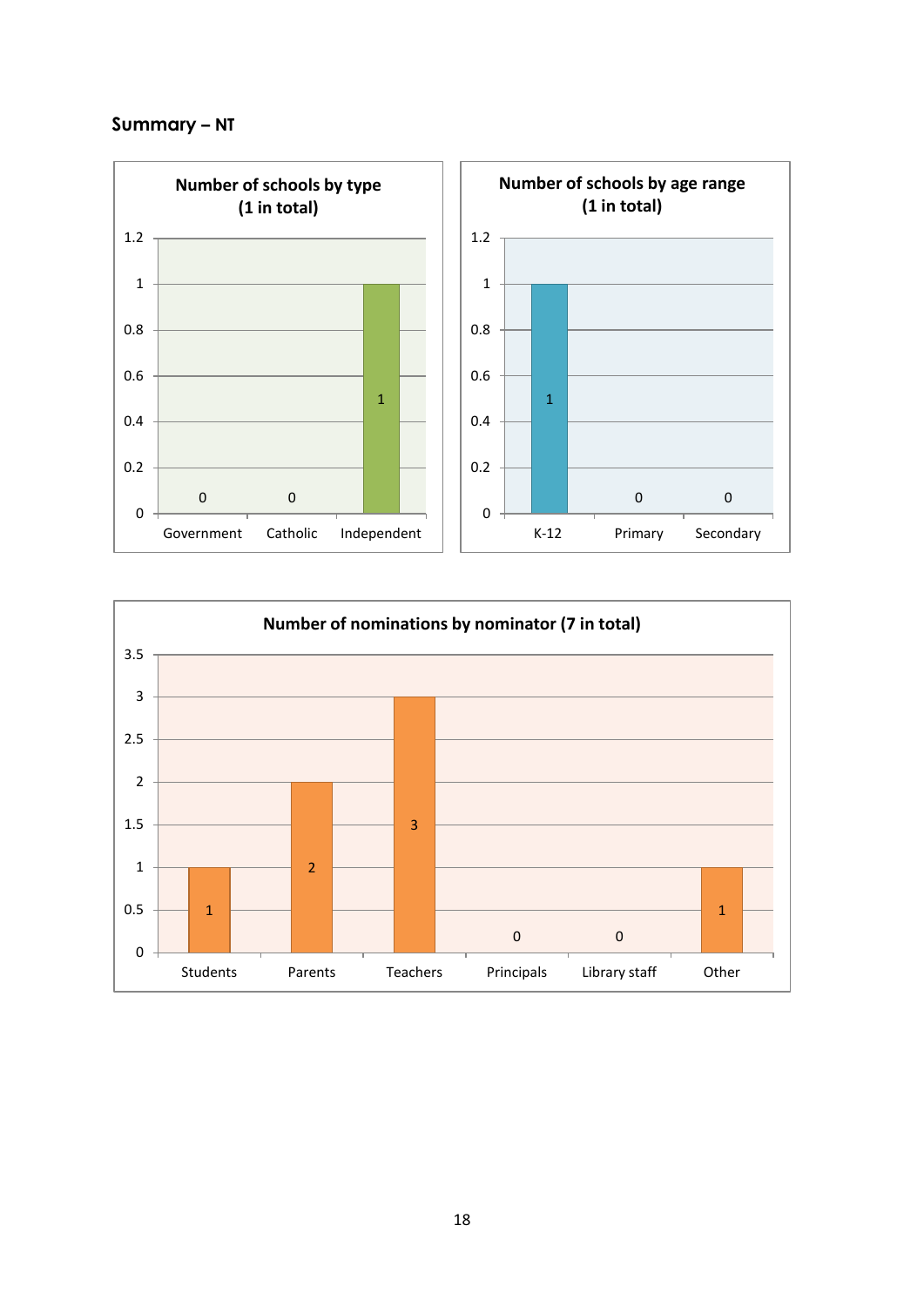## Summary – NT

**Number of schools by type (1 in total)**

| Government | Catholic | Independent |
|---|---|---|
| 0 | 0 | 1 |

**Number of schools by age range (1 in total)**

| K-12 | Primary | Secondary |
|---|---|---|
| 1 | 0 | 0 |

**Number of nominations by nominator (7 in total)**

| Students | Parents | Teachers | Principals | Library staff | Other |
|---|---|---|---|---|---|
| 1 | 2 | 3 | 0 | 0 | 1 |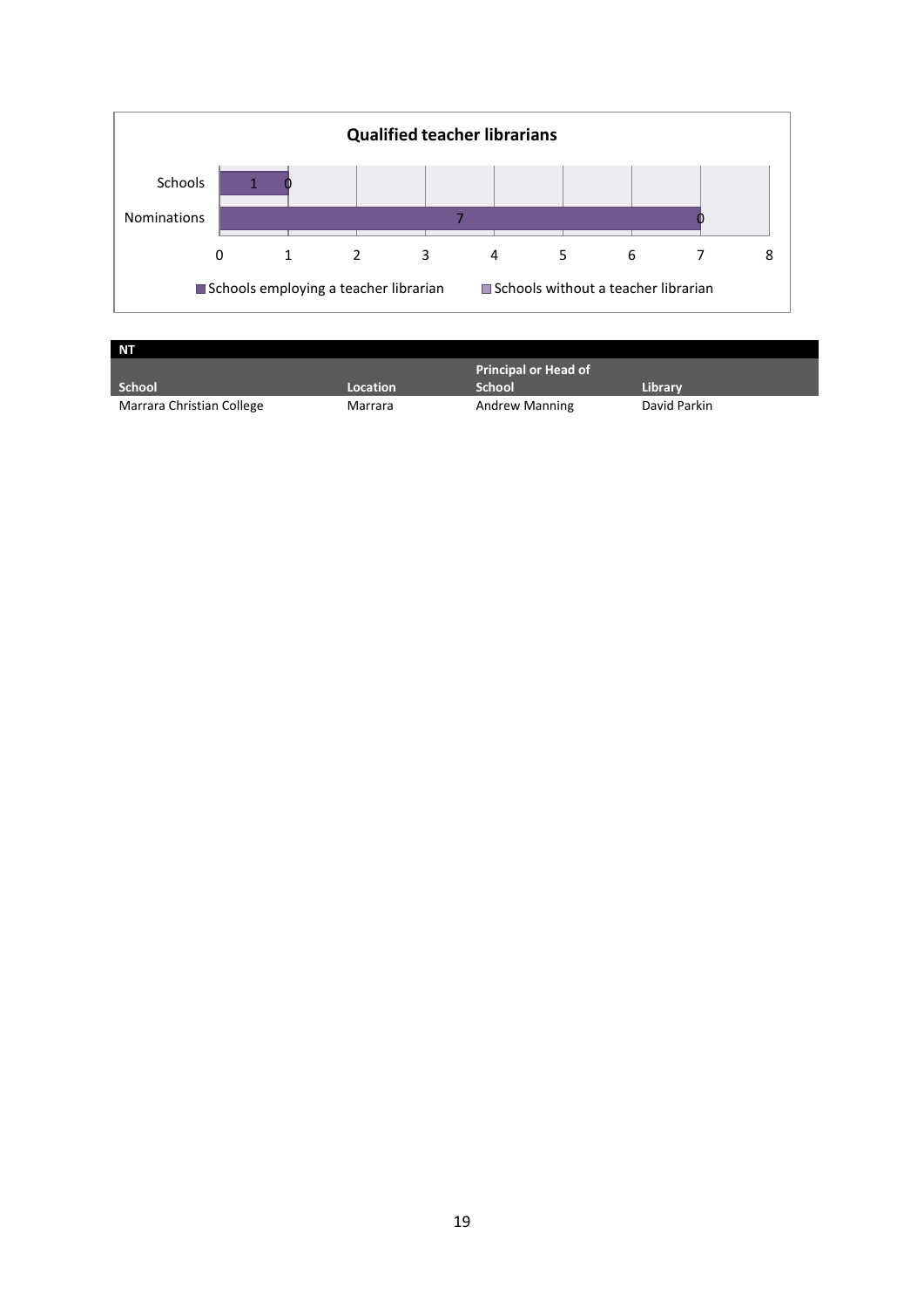**Qualified teacher librarians**

| | Schools employing a teacher librarian | Schools without a teacher librarian |
|---|---|---|
| Schools | 1 | 0 |
| Nominations | 7 | 0 |

| NT | | | |
|---|---|---|---|
| **School** | **Location** | **Principal or Head of School** | **Library** |
| Marrara Christian College | Marrara | Andrew Manning | David Parkin |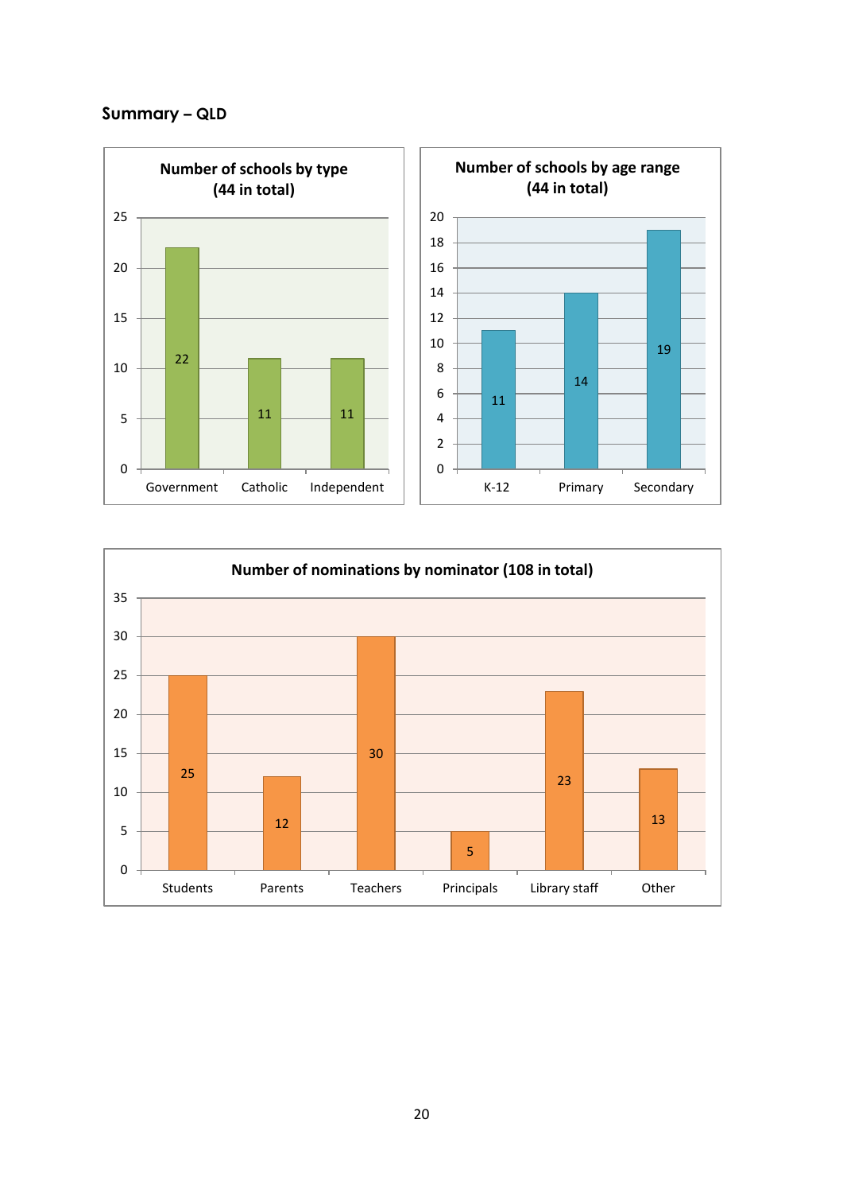## Summary – QLD

**Number of schools by type (44 in total)**

| Type | Number |
|---|---|
| Government | 22 |
| Catholic | 11 |
| Independent | 11 |

**Number of schools by age range (44 in total)**

| Age range | Number |
|---|---|
| K-12 | 11 |
| Primary | 14 |
| Secondary | 19 |

**Number of nominations by nominator (108 in total)**

| Nominator | Number |
|---|---|
| Students | 25 |
| Parents | 12 |
| Teachers | 30 |
| Principals | 5 |
| Library staff | 23 |
| Other | 13 |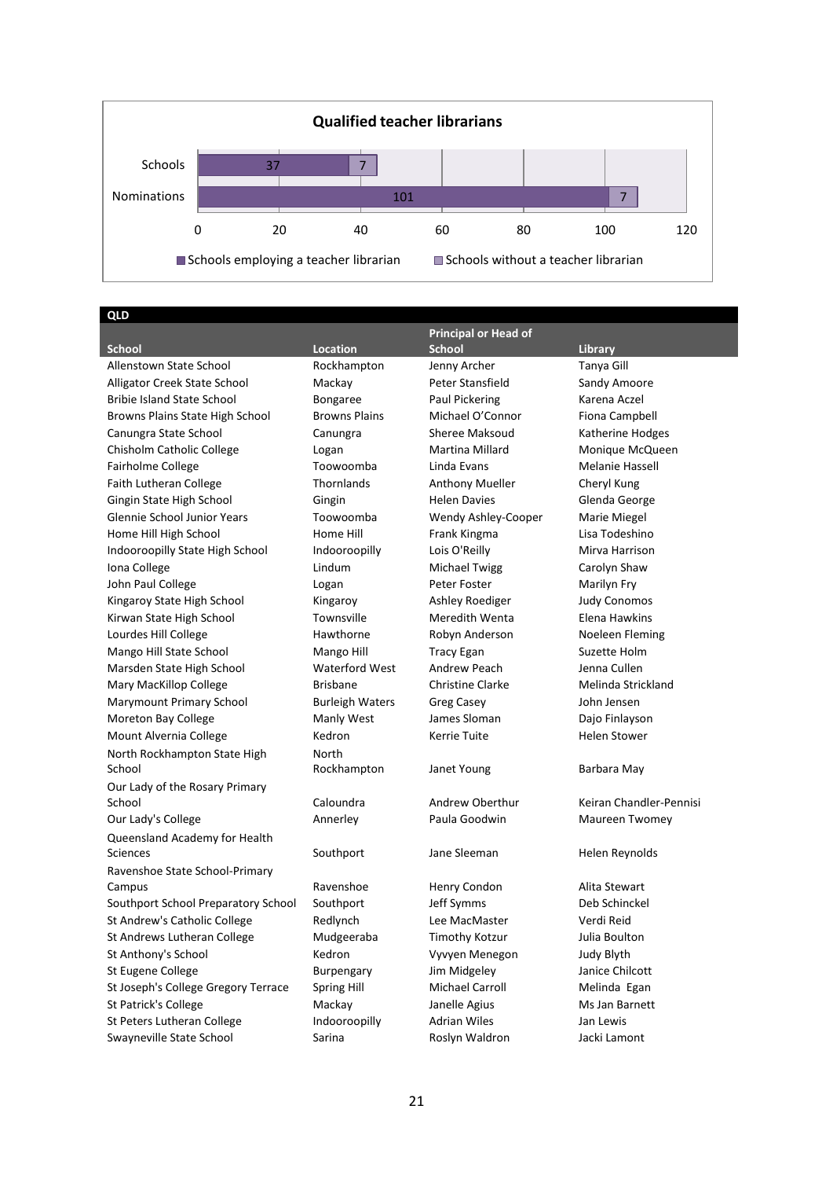**Qualified teacher librarians**

| | Schools employing a teacher librarian | Schools without a teacher librarian |
|---|---|---|
| Schools | 37 | 7 |
| Nominations | 101 | 7 |

**QLD**

| School | Location | Principal or Head of School | Library |
|---|---|---|---|
| Allenstown State School | Rockhampton | Jenny Archer | Tanya Gill |
| Alligator Creek State School | Mackay | Peter Stansfield | Sandy Amoore |
| Bribie Island State School | Bongaree | Paul Pickering | Karena Aczel |
| Browns Plains State High School | Browns Plains | Michael O'Connor | Fiona Campbell |
| Canungra State School | Canungra | Sheree Maksoud | Katherine Hodges |
| Chisholm Catholic College | Logan | Martina Millard | Monique McQueen |
| Fairholme College | Toowoomba | Linda Evans | Melanie Hassell |
| Faith Lutheran College | Thornlands | Anthony Mueller | Cheryl Kung |
| Gingin State High School | Gingin | Helen Davies | Glenda George |
| Glennie School Junior Years | Toowoomba | Wendy Ashley-Cooper | Marie Miegel |
| Home Hill High School | Home Hill | Frank Kingma | Lisa Todeshino |
| Indooroopilly State High School | Indooroopilly | Lois O'Reilly | Mirva Harrison |
| Iona College | Lindum | Michael Twigg | Carolyn Shaw |
| John Paul College | Logan | Peter Foster | Marilyn Fry |
| Kingaroy State High School | Kingaroy | Ashley Roediger | Judy Conomos |
| Kirwan State High School | Townsville | Meredith Wenta | Elena Hawkins |
| Lourdes Hill College | Hawthorne | Robyn Anderson | Noeleen Fleming |
| Mango Hill State School | Mango Hill | Tracy Egan | Suzette Holm |
| Marsden State High School | Waterford West | Andrew Peach | Jenna Cullen |
| Mary MacKillop College | Brisbane | Christine Clarke | Melinda Strickland |
| Marymount Primary School | Burleigh Waters | Greg Casey | John Jensen |
| Moreton Bay College | Manly West | James Sloman | Dajo Finlayson |
| Mount Alvernia College | Kedron | Kerrie Tuite | Helen Stower |
| North Rockhampton State High School | North Rockhampton | Janet Young | Barbara May |
| Our Lady of the Rosary Primary School | Caloundra | Andrew Oberthur | Keiran Chandler-Pennisi |
| Our Lady's College | Annerley | Paula Goodwin | Maureen Twomey |
| Queensland Academy for Health Sciences | Southport | Jane Sleeman | Helen Reynolds |
| Ravenshoe State School-Primary Campus | Ravenshoe | Henry Condon | Alita Stewart |
| Southport School Preparatory School | Southport | Jeff Symms | Deb Schinckel |
| St Andrew's Catholic College | Redlynch | Lee MacMaster | Verdi Reid |
| St Andrews Lutheran College | Mudgeeraba | Timothy Kotzur | Julia Boulton |
| St Anthony's School | Kedron | Vyvyen Menegon | Judy Blyth |
| St Eugene College | Burpengary | Jim Midgeley | Janice Chilcott |
| St Joseph's College Gregory Terrace | Spring Hill | Michael Carroll | Melinda Egan |
| St Patrick's College | Mackay | Janelle Agius | Ms Jan Barnett |
| St Peters Lutheran College | Indooroopilly | Adrian Wiles | Jan Lewis |
| Swayneville State School | Sarina | Roslyn Waldron | Jacki Lamont |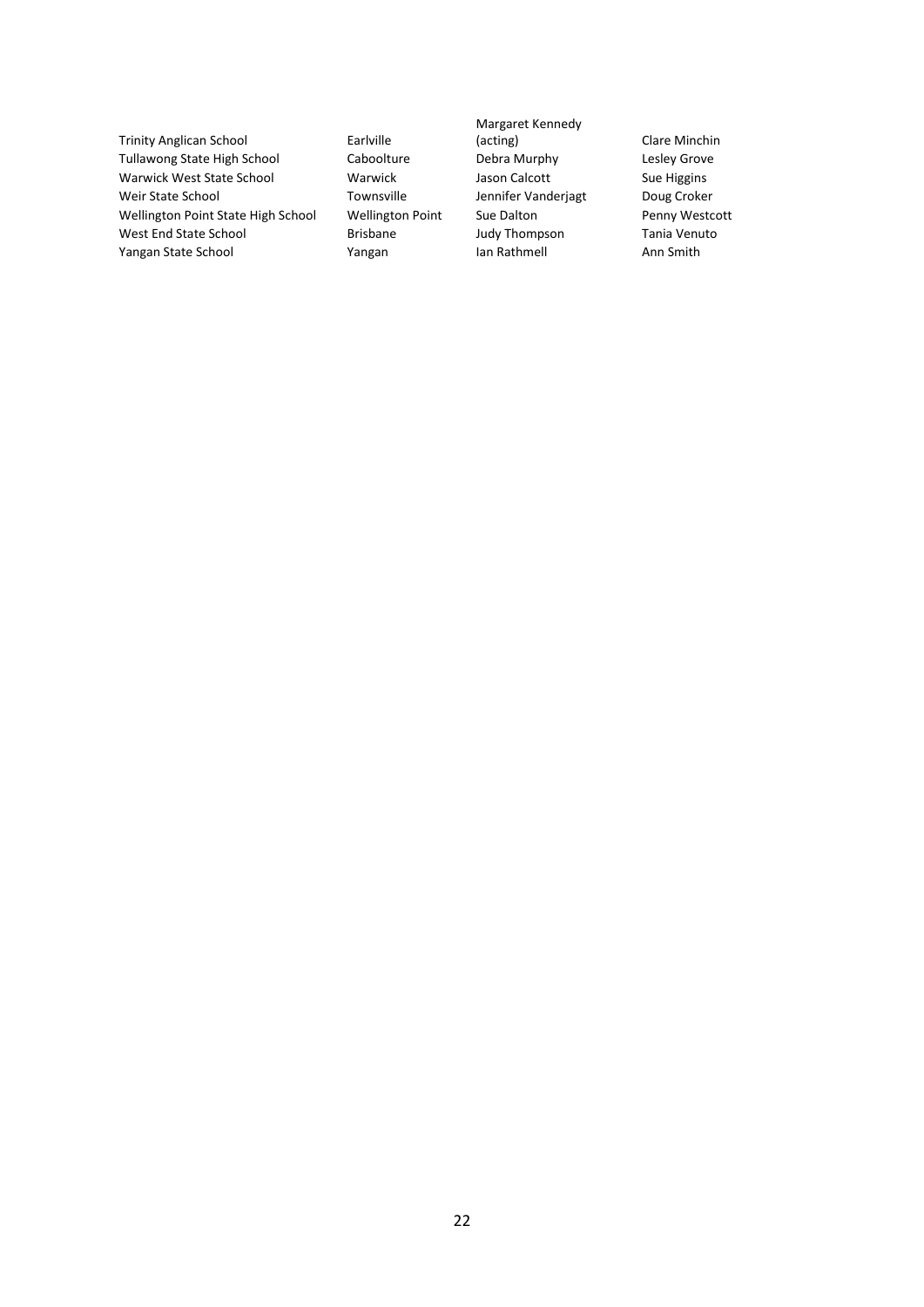| | | | |
|---|---|---|---|
| Trinity Anglican School | Earlville | Margaret Kennedy (acting) | Clare Minchin |
| Tullawong State High School | Caboolture | Debra Murphy | Lesley Grove |
| Warwick West State School | Warwick | Jason Calcott | Sue Higgins |
| Weir State School | Townsville | Jennifer Vanderjagt | Doug Croker |
| Wellington Point State High School | Wellington Point | Sue Dalton | Penny Westcott |
| West End State School | Brisbane | Judy Thompson | Tania Venuto |
| Yangan State School | Yangan | Ian Rathmell | Ann Smith |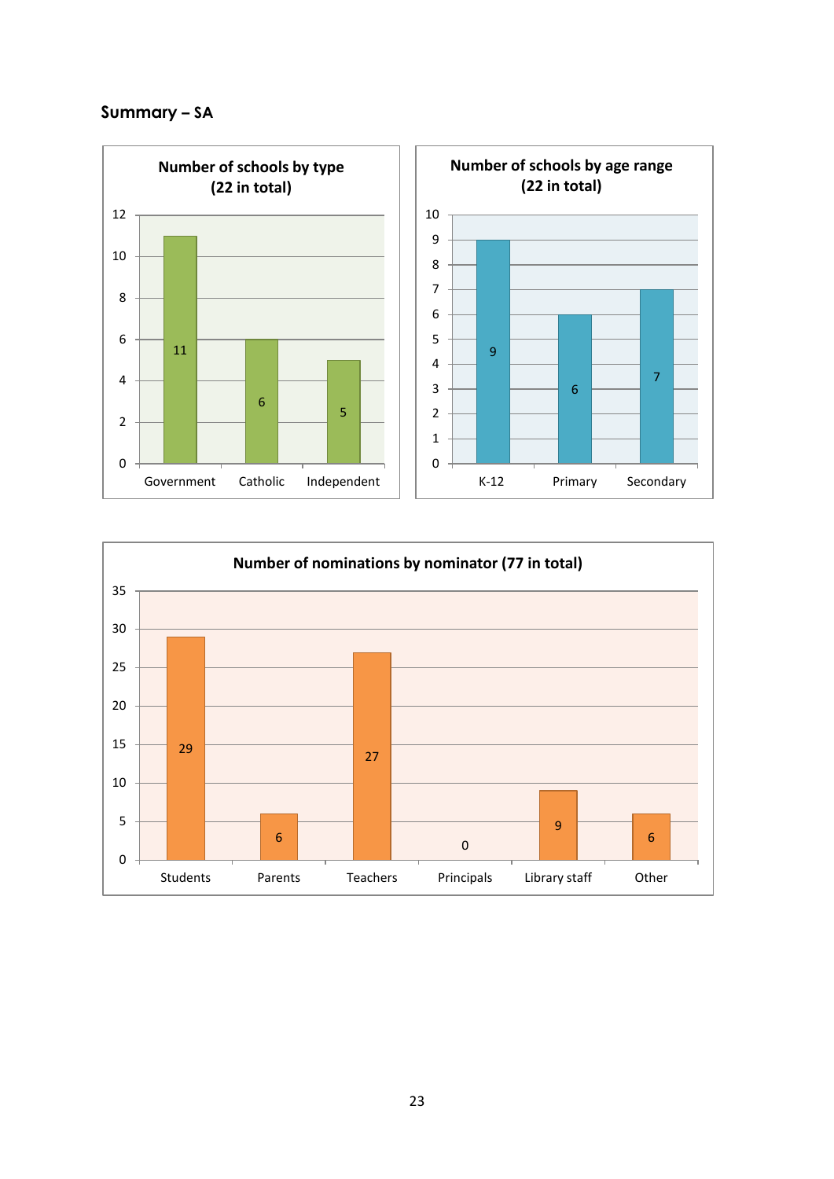## Summary – SA

**Number of schools by type (22 in total)**

| Type | Number |
|---|---|
| Government | 11 |
| Catholic | 6 |
| Independent | 5 |

**Number of schools by age range (22 in total)**

| Age range | Number |
|---|---|
| K-12 | 9 |
| Primary | 6 |
| Secondary | 7 |

**Number of nominations by nominator (77 in total)**

| Nominator | Number |
|---|---|
| Students | 29 |
| Parents | 6 |
| Teachers | 27 |
| Principals | 0 |
| Library staff | 9 |
| Other | 6 |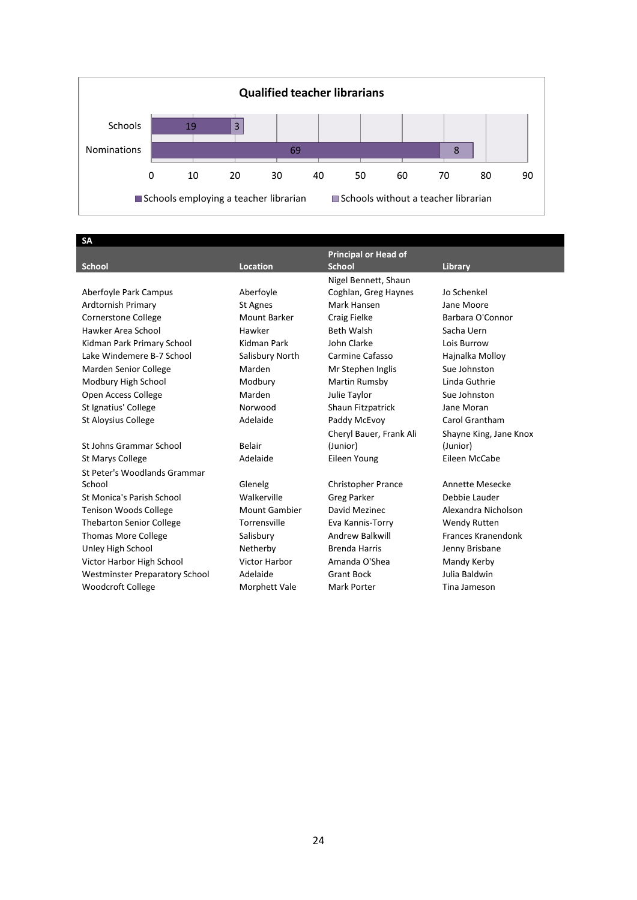**Qualified teacher librarians**

| | Schools employing a teacher librarian | Schools without a teacher librarian |
|---|---|---|
| Schools | 19 | 3 |
| Nominations | 69 | 8 |

| SA | | | |
|---|---|---|---|
| **School** | **Location** | **Principal or Head of School** | **Library** |
| Aberfoyle Park Campus | Aberfoyle | Nigel Bennett, Shaun Coghlan, Greg Haynes | Jo Schenkel |
| Ardtornish Primary | St Agnes | Mark Hansen | Jane Moore |
| Cornerstone College | Mount Barker | Craig Fielke | Barbara O'Connor |
| Hawker Area School | Hawker | Beth Walsh | Sacha Uern |
| Kidman Park Primary School | Kidman Park | John Clarke | Lois Burrow |
| Lake Windemere B-7 School | Salisbury North | Carmine Cafasso | Hajnalka Molloy |
| Marden Senior College | Marden | Mr Stephen Inglis | Sue Johnston |
| Modbury High School | Modbury | Martin Rumsby | Linda Guthrie |
| Open Access College | Marden | Julie Taylor | Sue Johnston |
| St Ignatius' College | Norwood | Shaun Fitzpatrick | Jane Moran |
| St Aloysius College | Adelaide | Paddy McEvoy | Carol Grantham |
| St Johns Grammar School | Belair | Cheryl Bauer, Frank Ali (Junior) | Shayne King, Jane Knox (Junior) |
| St Marys College | Adelaide | Eileen Young | Eileen McCabe |
| St Peter's Woodlands Grammar School | Glenelg | Christopher Prance | Annette Mesecke |
| St Monica's Parish School | Walkerville | Greg Parker | Debbie Lauder |
| Tenison Woods College | Mount Gambier | David Mezinec | Alexandra Nicholson |
| Thebarton Senior College | Torrensville | Eva Kannis-Torry | Wendy Rutten |
| Thomas More College | Salisbury | Andrew Balkwill | Frances Kranendonk |
| Unley High School | Netherby | Brenda Harris | Jenny Brisbane |
| Victor Harbor High School | Victor Harbor | Amanda O'Shea | Mandy Kerby |
| Westminster Preparatory School | Adelaide | Grant Bock | Julia Baldwin |
| Woodcroft College | Morphett Vale | Mark Porter | Tina Jameson |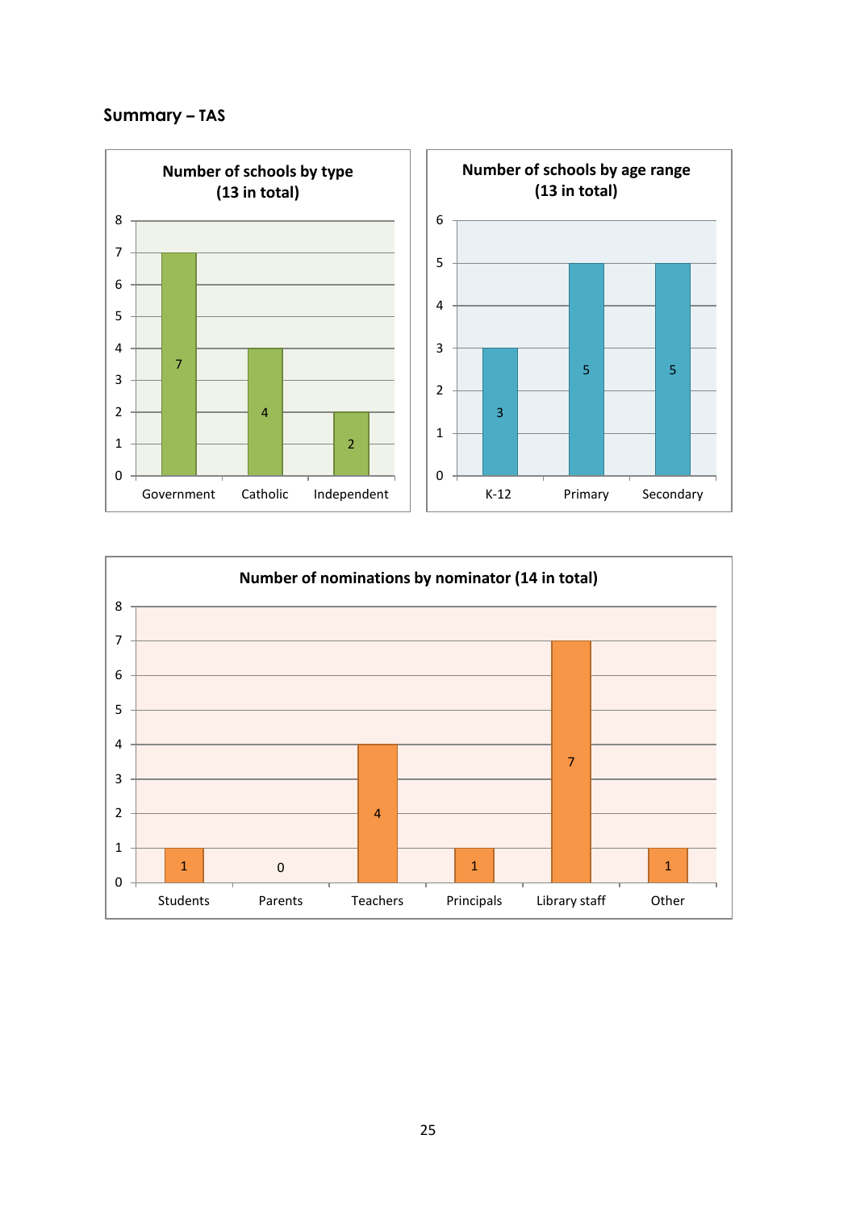## Summary – TAS

**Number of schools by type (13 in total)**

| Type | Number |
|---|---|
| Government | 7 |
| Catholic | 4 |
| Independent | 2 |

**Number of schools by age range (13 in total)**

| Age range | Number |
|---|---|
| K-12 | 3 |
| Primary | 5 |
| Secondary | 5 |

**Number of nominations by nominator (14 in total)**

| Nominator | Number |
|---|---|
| Students | 1 |
| Parents | 0 |
| Teachers | 4 |
| Principals | 1 |
| Library staff | 7 |
| Other | 1 |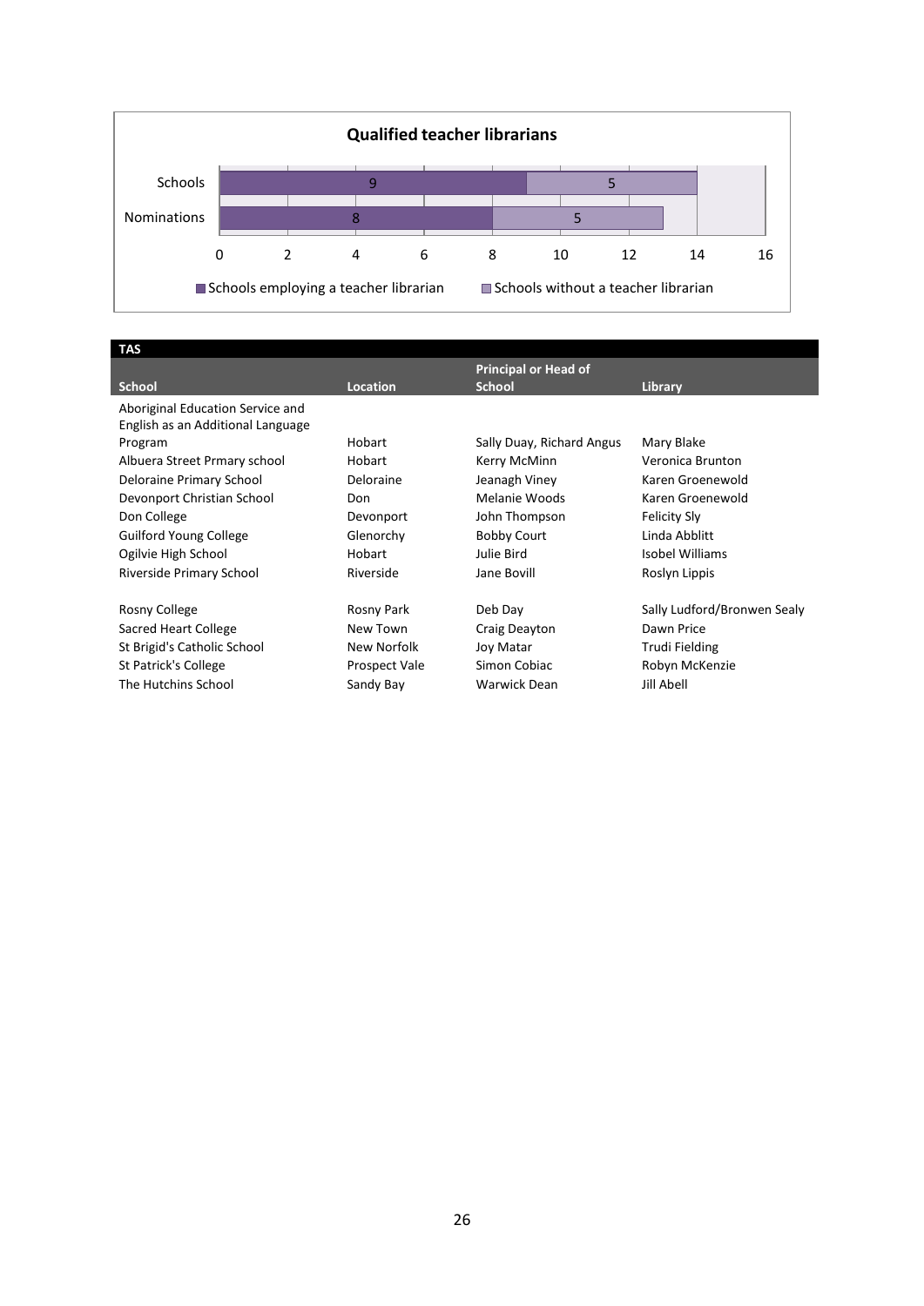**Qualified teacher librarians**

| | Schools employing a teacher librarian | Schools without a teacher librarian |
|---|---|---|
| Schools | 9 | 5 |
| Nominations | 8 | 5 |

| TAS | | | |
|---|---|---|---|
| **School** | **Location** | **Principal or Head of School** | **Library** |
| Aboriginal Education Service and English as an Additional Language Program | Hobart | Sally Duay, Richard Angus | Mary Blake |
| Albuera Street Prmary school | Hobart | Kerry McMinn | Veronica Brunton |
| Deloraine Primary School | Deloraine | Jeanagh Viney | Karen Groenewold |
| Devonport Christian School | Don | Melanie Woods | Karen Groenewold |
| Don College | Devonport | John Thompson | Felicity Sly |
| Guilford Young College | Glenorchy | Bobby Court | Linda Abblitt |
| Ogilvie High School | Hobart | Julie Bird | Isobel Williams |
| Riverside Primary School | Riverside | Jane Bovill | Roslyn Lippis |
| Rosny College | Rosny Park | Deb Day | Sally Ludford/Bronwen Sealy |
| Sacred Heart College | New Town | Craig Deayton | Dawn Price |
| St Brigid's Catholic School | New Norfolk | Joy Matar | Trudi Fielding |
| St Patrick's College | Prospect Vale | Simon Cobiac | Robyn McKenzie |
| The Hutchins School | Sandy Bay | Warwick Dean | Jill Abell |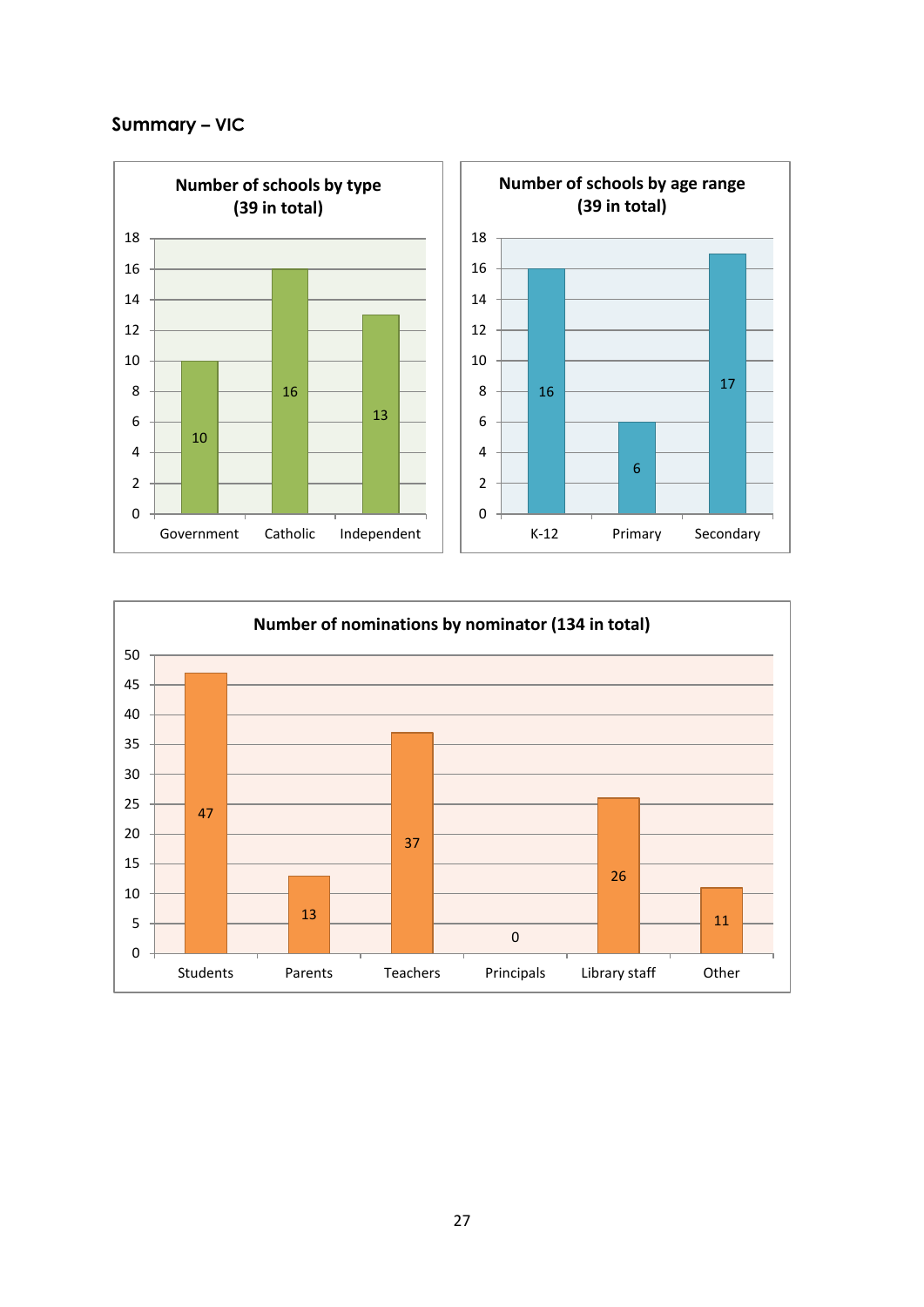## Summary – VIC

**Number of schools by type (39 in total)**

| Type | Number |
| --- | --- |
| Government | 10 |
| Catholic | 16 |
| Independent | 13 |

**Number of schools by age range (39 in total)**

| Age range | Number |
| --- | --- |
| K-12 | 16 |
| Primary | 6 |
| Secondary | 17 |

**Number of nominations by nominator (134 in total)**

| Nominator | Number |
| --- | --- |
| Students | 47 |
| Parents | 13 |
| Teachers | 37 |
| Principals | 0 |
| Library staff | 26 |
| Other | 11 |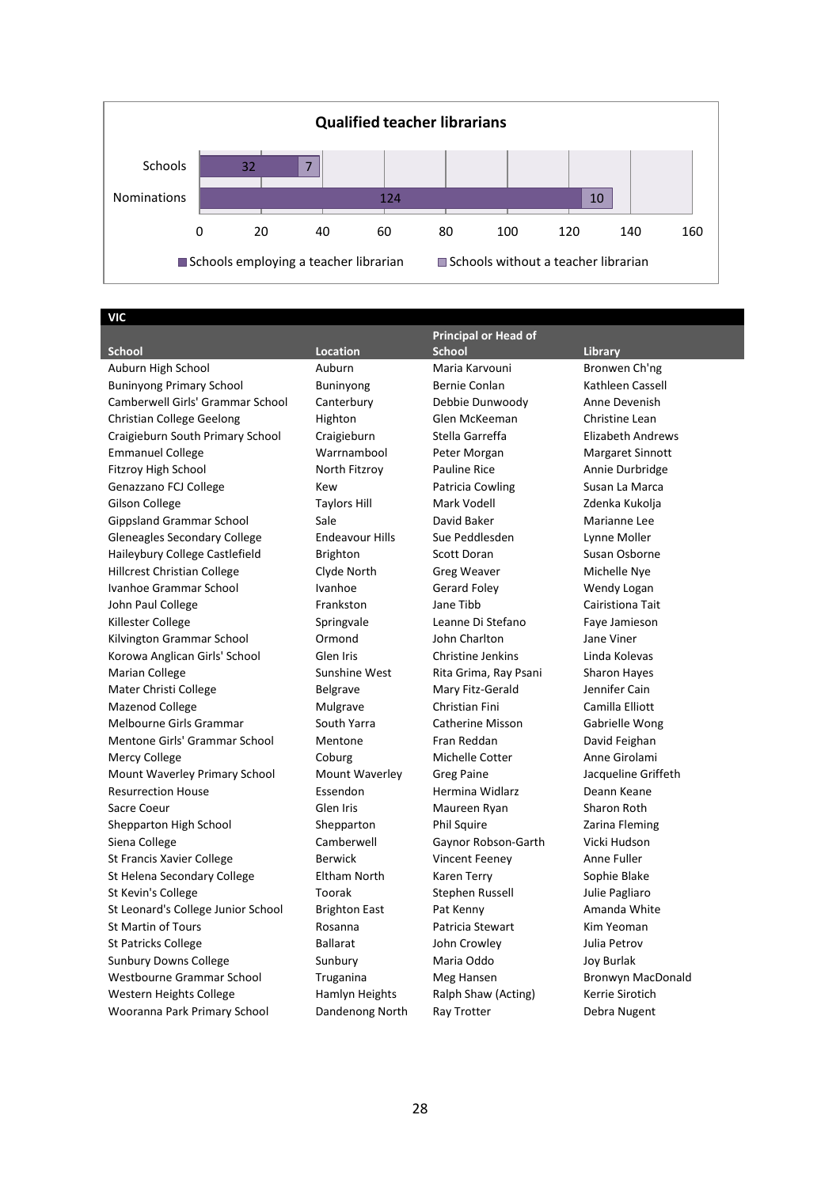**Qualified teacher librarians**

| | Schools employing a teacher librarian | Schools without a teacher librarian |
|---|---|---|
| Schools | 32 | 7 |
| Nominations | 124 | 10 |

**VIC**

| School | Location | Principal or Head of School | Library |
|---|---|---|---|
| Auburn High School | Auburn | Maria Karvouni | Bronwen Ch'ng |
| Buninyong Primary School | Buninyong | Bernie Conlan | Kathleen Cassell |
| Camberwell Girls' Grammar School | Canterbury | Debbie Dunwoody | Anne Devenish |
| Christian College Geelong | Highton | Glen McKeeman | Christine Lean |
| Craigieburn South Primary School | Craigieburn | Stella Garreffa | Elizabeth Andrews |
| Emmanuel College | Warrnambool | Peter Morgan | Margaret Sinnott |
| Fitzroy High School | North Fitzroy | Pauline Rice | Annie Durbridge |
| Genazzano FCJ College | Kew | Patricia Cowling | Susan La Marca |
| Gilson College | Taylors Hill | Mark Vodell | Zdenka Kukolja |
| Gippsland Grammar School | Sale | David Baker | Marianne Lee |
| Gleneagles Secondary College | Endeavour Hills | Sue Peddlesden | Lynne Moller |
| Haileybury College Castlefield | Brighton | Scott Doran | Susan Osborne |
| Hillcrest Christian College | Clyde North | Greg Weaver | Michelle Nye |
| Ivanhoe Grammar School | Ivanhoe | Gerard Foley | Wendy Logan |
| John Paul College | Frankston | Jane Tibb | Cairistiona Tait |
| Killester College | Springvale | Leanne Di Stefano | Faye Jamieson |
| Kilvington Grammar School | Ormond | John Charlton | Jane Viner |
| Korowa Anglican Girls' School | Glen Iris | Christine Jenkins | Linda Kolevas |
| Marian College | Sunshine West | Rita Grima, Ray Psani | Sharon Hayes |
| Mater Christi College | Belgrave | Mary Fitz-Gerald | Jennifer Cain |
| Mazenod College | Mulgrave | Christian Fini | Camilla Elliott |
| Melbourne Girls Grammar | South Yarra | Catherine Misson | Gabrielle Wong |
| Mentone Girls' Grammar School | Mentone | Fran Reddan | David Feighan |
| Mercy College | Coburg | Michelle Cotter | Anne Girolami |
| Mount Waverley Primary School | Mount Waverley | Greg Paine | Jacqueline Griffeth |
| Resurrection House | Essendon | Hermina Widlarz | Deann Keane |
| Sacre Coeur | Glen Iris | Maureen Ryan | Sharon Roth |
| Shepparton High School | Shepparton | Phil Squire | Zarina Fleming |
| Siena College | Camberwell | Gaynor Robson-Garth | Vicki Hudson |
| St Francis Xavier College | Berwick | Vincent Feeney | Anne Fuller |
| St Helena Secondary College | Eltham North | Karen Terry | Sophie Blake |
| St Kevin's College | Toorak | Stephen Russell | Julie Pagliaro |
| St Leonard's College Junior School | Brighton East | Pat Kenny | Amanda White |
| St Martin of Tours | Rosanna | Patricia Stewart | Kim Yeoman |
| St Patricks College | Ballarat | John Crowley | Julia Petrov |
| Sunbury Downs College | Sunbury | Maria Oddo | Joy Burlak |
| Westbourne Grammar School | Truganina | Meg Hansen | Bronwyn MacDonald |
| Western Heights College | Hamlyn Heights | Ralph Shaw (Acting) | Kerrie Sirotich |
| Wooranna Park Primary School | Dandenong North | Ray Trotter | Debra Nugent |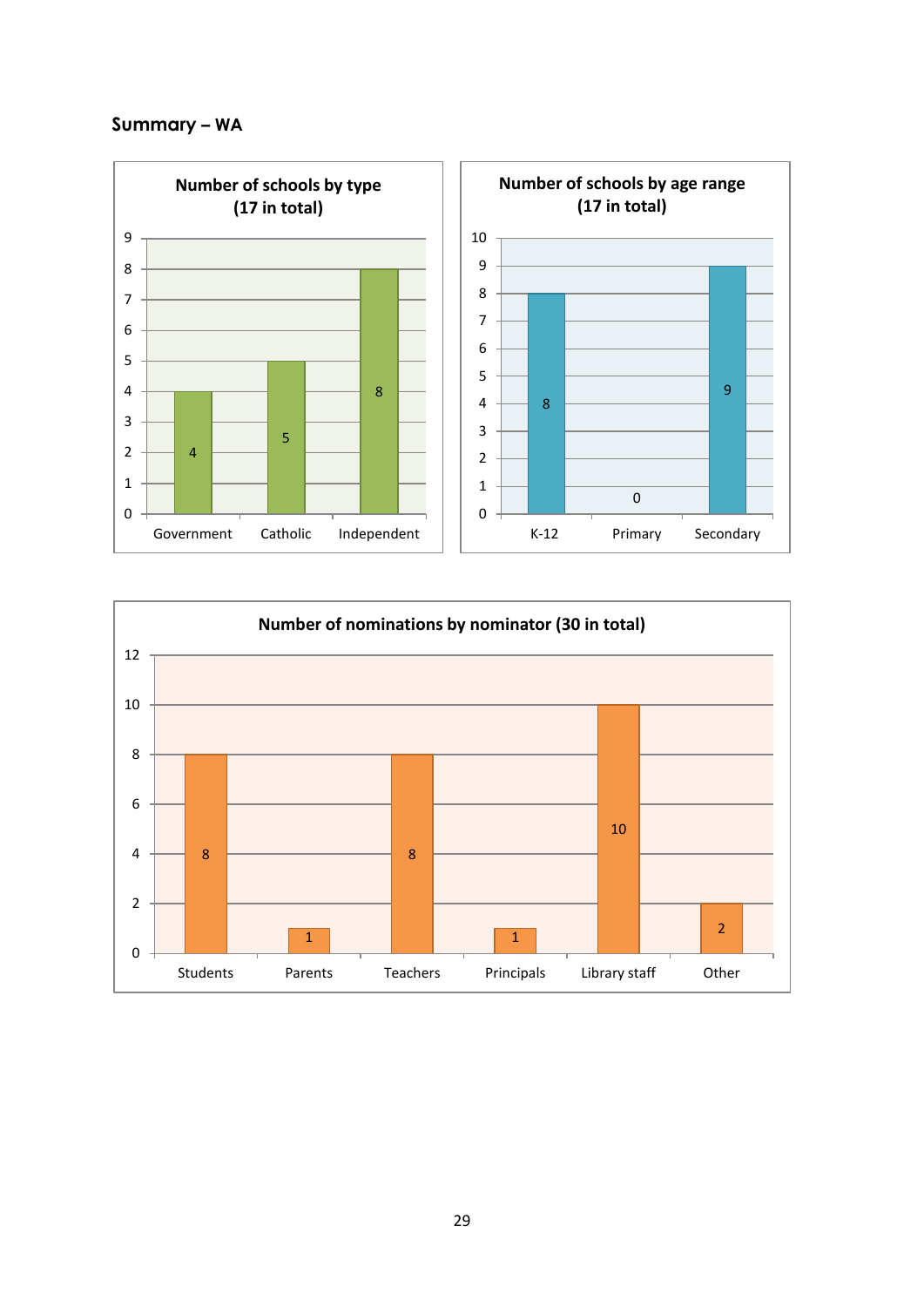## Summary – WA

**Number of schools by type (17 in total)**

| Government | Catholic | Independent |
|---|---|---|
| 4 | 5 | 8 |

**Number of schools by age range (17 in total)**

| K-12 | Primary | Secondary |
|---|---|---|
| 8 | 0 | 9 |

**Number of nominations by nominator (30 in total)**

| Students | Parents | Teachers | Principals | Library staff | Other |
|---|---|---|---|---|---|
| 8 | 1 | 8 | 1 | 10 | 2 |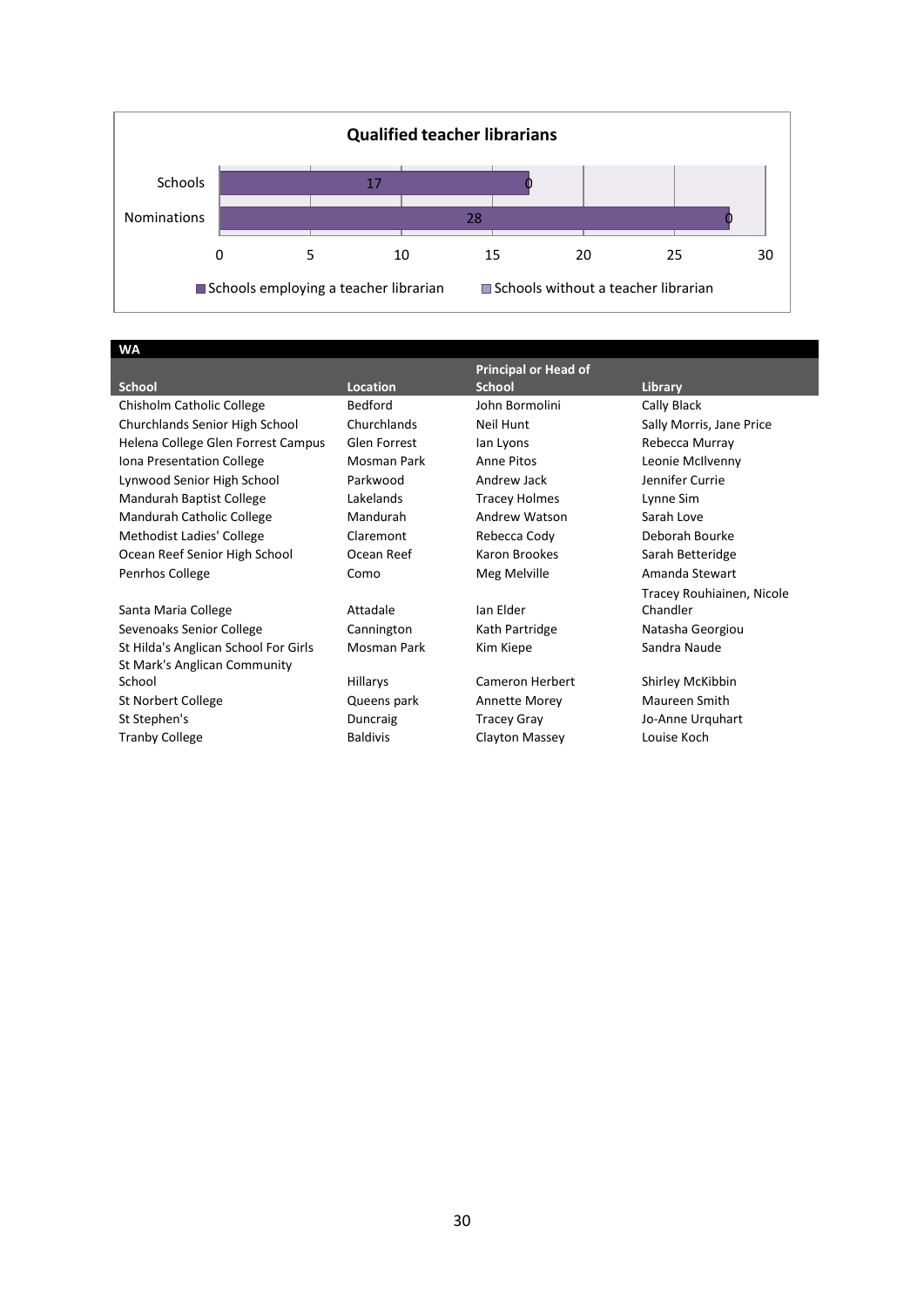**Qualified teacher librarians**

Schools
Nominations

17
0
28
0

0 5 10 15 20 25 30

Schools employing a teacher librarian
Schools without a teacher librarian

## WA

| School | Location | Principal or Head of School | Library |
|---|---|---|---|
| Chisholm Catholic College | Bedford | John Bormolini | Cally Black |
| Churchlands Senior High School | Churchlands | Neil Hunt | Sally Morris, Jane Price |
| Helena College Glen Forrest Campus | Glen Forrest | Ian Lyons | Rebecca Murray |
| Iona Presentation College | Mosman Park | Anne Pitos | Leonie McIlvenny |
| Lynwood Senior High School | Parkwood | Andrew Jack | Jennifer Currie |
| Mandurah Baptist College | Lakelands | Tracey Holmes | Lynne Sim |
| Mandurah Catholic College | Mandurah | Andrew Watson | Sarah Love |
| Methodist Ladies' College | Claremont | Rebecca Cody | Deborah Bourke |
| Ocean Reef Senior High School | Ocean Reef | Karon Brookes | Sarah Betteridge |
| Penrhos College | Como | Meg Melville | Amanda Stewart |
| Santa Maria College | Attadale | Ian Elder | Tracey Rouhiainen, Nicole Chandler |
| Sevenoaks Senior College | Cannington | Kath Partridge | Natasha Georgiou |
| St Hilda's Anglican School For Girls | Mosman Park | Kim Kiepe | Sandra Naude |
| St Mark's Anglican Community School | Hillarys | Cameron Herbert | Shirley McKibbin |
| St Norbert College | Queens park | Annette Morey | Maureen Smith |
| St Stephen's | Duncraig | Tracey Gray | Jo-Anne Urquhart |
| Tranby College | Baldivis | Clayton Massey | Louise Koch |